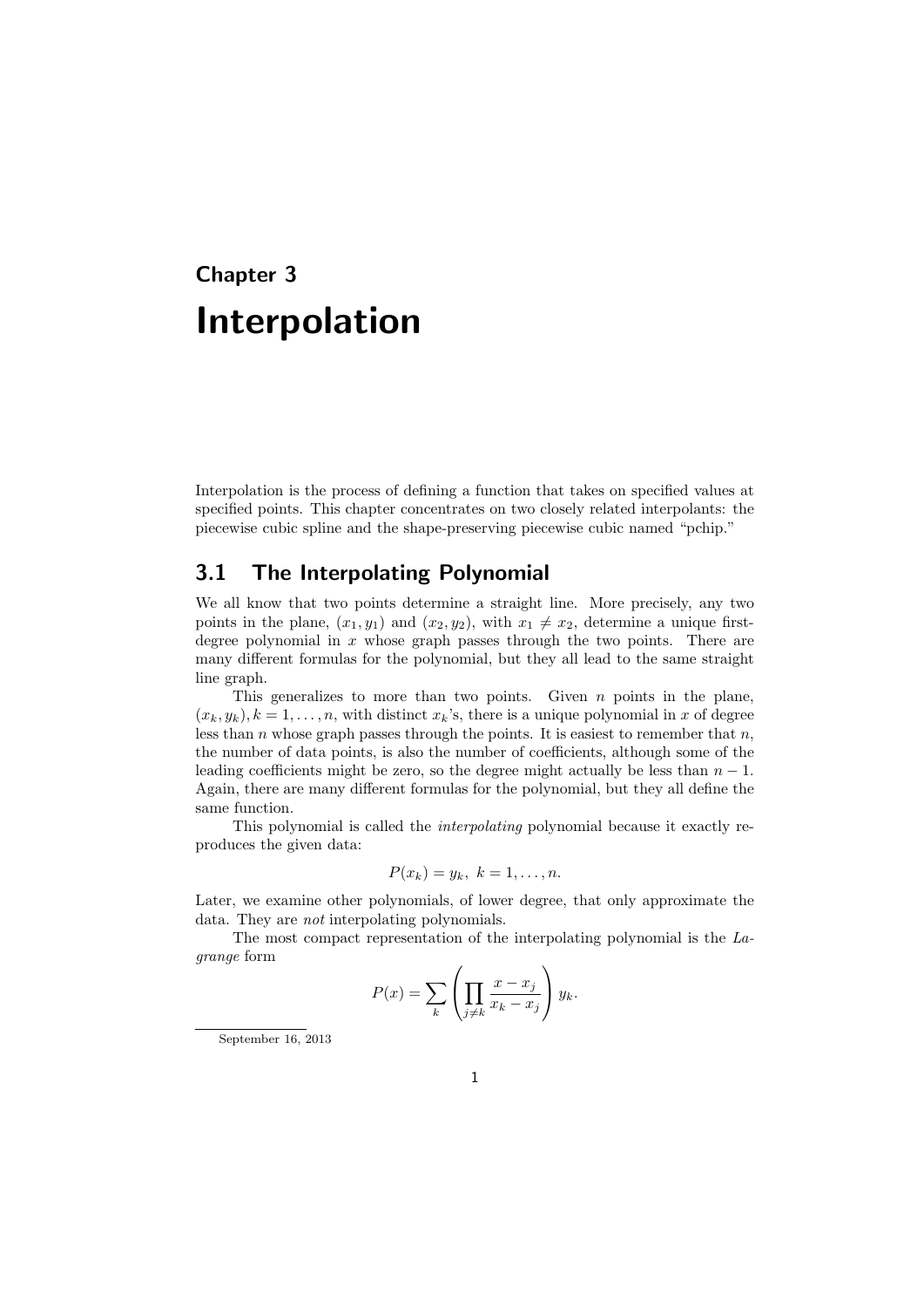## Chapter 3

# Interpolation

Interpolation is the process of defining a function that takes on specified values at specified points. This chapter concentrates on two closely related interpolants: the piecewise cubic spline and the shape-preserving piecewise cubic named "pchip."

## 3.1 The Interpolating Polynomial

We all know that two points determine a straight line. More precisely, any two points in the plane, $(x_1, y_1)$ and $(x_2, y_2)$, with $x_1 \neq x_2$, determine a unique first-degree polynomial in $x$ whose graph passes through the two points. There are many different formulas for the polynomial, but they all lead to the same straight line graph.

This generalizes to more than two points. Given $n$ points in the plane, $(x_k, y_k), k = 1, \ldots, n$, with distinct $x_k$'s, there is a unique polynomial in $x$ of degree less than $n$ whose graph passes through the points. It is easiest to remember that $n$, the number of data points, is also the number of coefficients, although some of the leading coefficients might be zero, so the degree might actually be less than $n - 1$. Again, there are many different formulas for the polynomial, but they all define the same function.

This polynomial is called the *interpolating* polynomial because it exactly reproduces the given data:

$$P(x_k) = y_k, \ k = 1, \ldots, n.$$

Later, we examine other polynomials, of lower degree, that only approximate the data. They are *not* interpolating polynomials.

The most compact representation of the interpolating polynomial is the *Lagrange* form

$$P(x) = \sum_k \left( \prod_{j \neq k} \frac{x - x_j}{x_k - x_j} \right) y_k.$$

September 16, 2013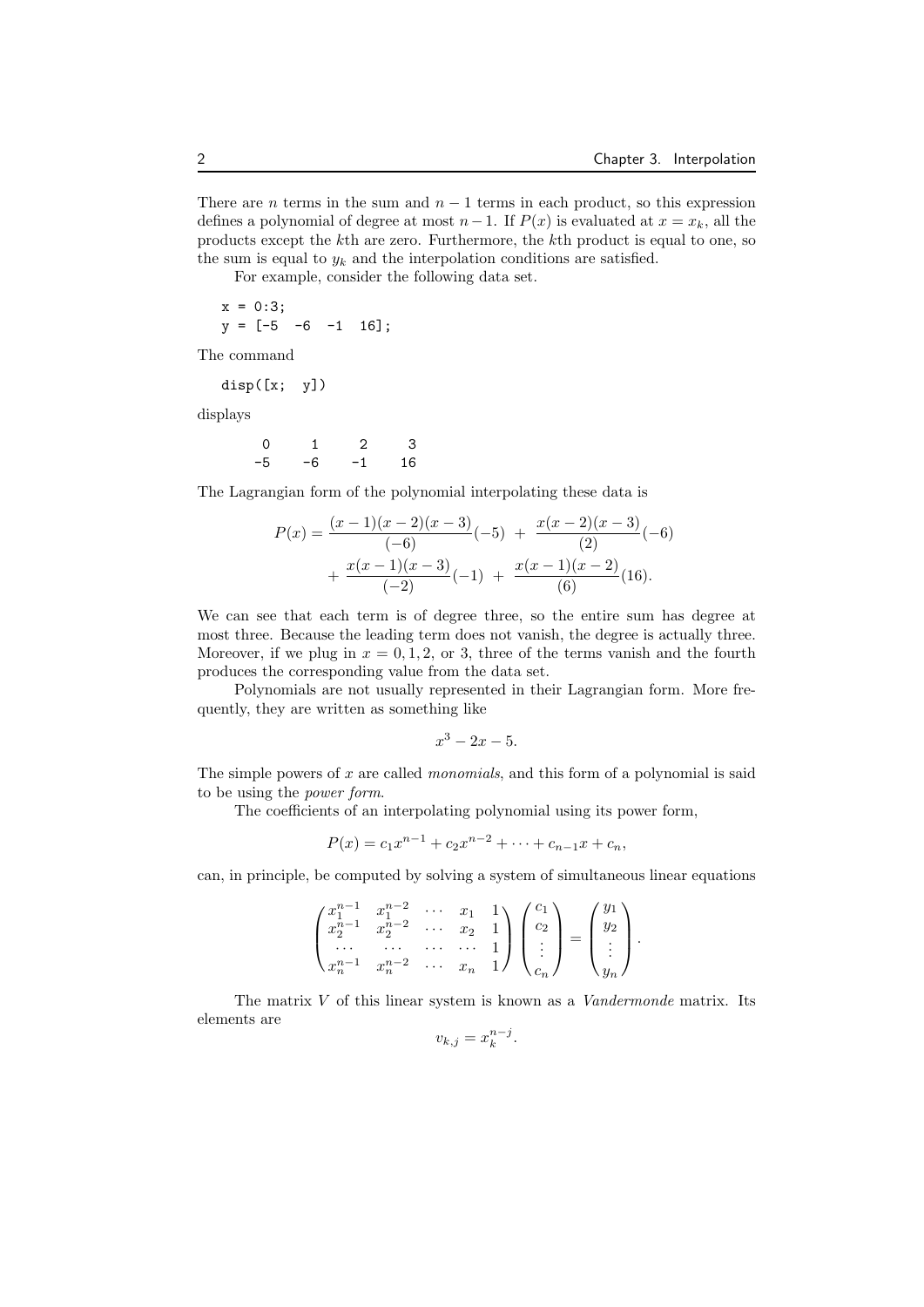There are $n$ terms in the sum and $n-1$ terms in each product, so this expression defines a polynomial of degree at most $n-1$. If $P(x)$ is evaluated at $x = x_k$, all the products except the $k$th are zero. Furthermore, the $k$th product is equal to one, so the sum is equal to $y_k$ and the interpolation conditions are satisfied.

For example, consider the following data set.

```
x = 0:3;
y = [-5  -6  -1  16];
```

The command

```
disp([x;  y])
```

displays

```
     0     1     2     3
    -5    -6    -1    16
```

The Lagrangian form of the polynomial interpolating these data is

$$P(x) = \frac{(x-1)(x-2)(x-3)}{(-6)}(-5) \; + \; \frac{x(x-2)(x-3)}{(2)}(-6)$$
$$+ \; \frac{x(x-1)(x-3)}{(-2)}(-1) \; + \; \frac{x(x-1)(x-2)}{(6)}(16).$$

We can see that each term is of degree three, so the entire sum has degree at most three. Because the leading term does not vanish, the degree is actually three. Moreover, if we plug in $x = 0, 1, 2,$ or $3$, three of the terms vanish and the fourth produces the corresponding value from the data set.

Polynomials are not usually represented in their Lagrangian form. More frequently, they are written as something like

$$x^3 - 2x - 5.$$

The simple powers of $x$ are called *monomials*, and this form of a polynomial is said to be using the *power form*.

The coefficients of an interpolating polynomial using its power form,

$$P(x) = c_1 x^{n-1} + c_2 x^{n-2} + \cdots + c_{n-1} x + c_n,$$

can, in principle, be computed by solving a system of simultaneous linear equations

$$\begin{pmatrix} x_1^{n-1} & x_1^{n-2} & \cdots & x_1 & 1 \\ x_2^{n-1} & x_2^{n-2} & \cdots & x_2 & 1 \\ \cdots & \cdots & \cdots & \cdots & 1 \\ x_n^{n-1} & x_n^{n-2} & \cdots & x_n & 1 \end{pmatrix} \begin{pmatrix} c_1 \\ c_2 \\ \vdots \\ c_n \end{pmatrix} = \begin{pmatrix} y_1 \\ y_2 \\ \vdots \\ y_n \end{pmatrix}.$$

The matrix $V$ of this linear system is known as a *Vandermonde* matrix. Its elements are

$$v_{k,j} = x_k^{n-j}.$$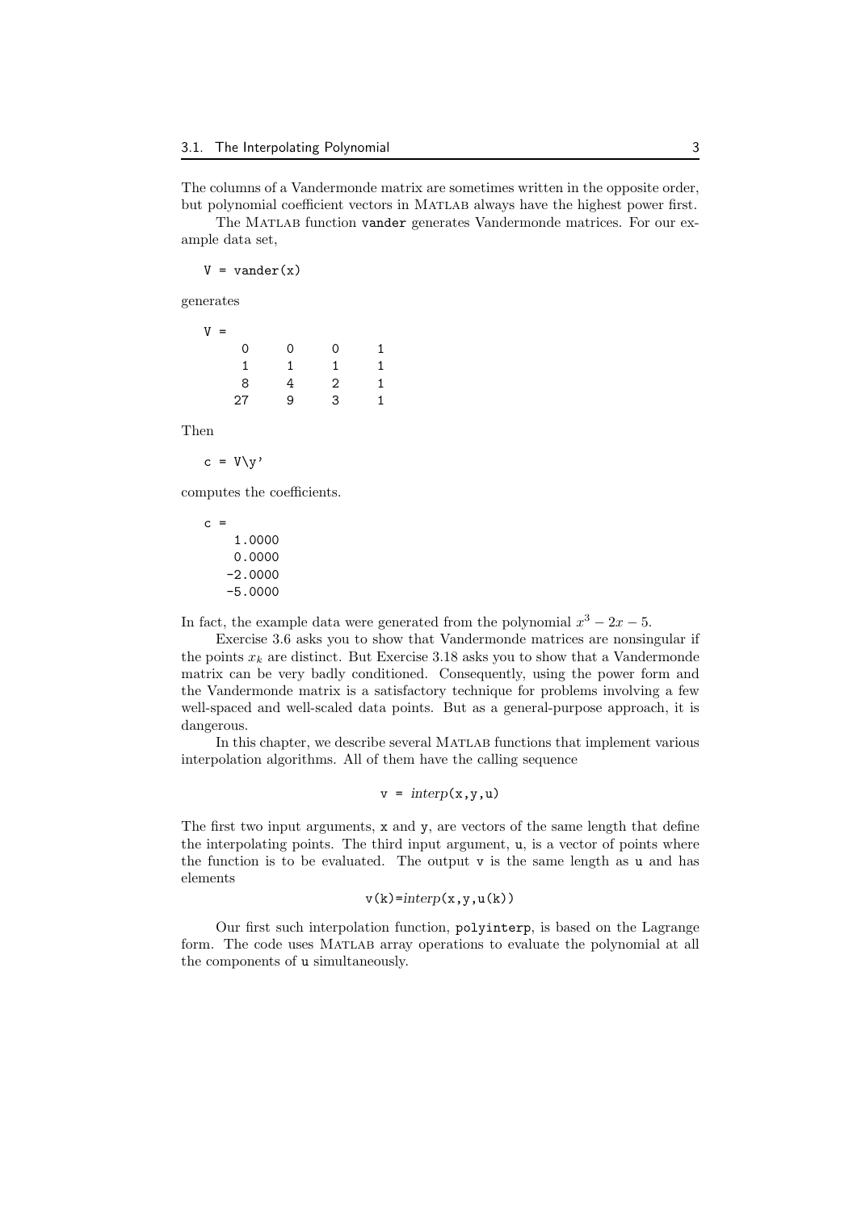The columns of a Vandermonde matrix are sometimes written in the opposite order, but polynomial coefficient vectors in MATLAB always have the highest power first.

The MATLAB function `vander` generates Vandermonde matrices. For our example data set,

```
V = vander(x)
```

generates

```
V =
     0     0     0     1
     1     1     1     1
     8     4     2     1
    27     9     3     1
```

Then

```
c = V\y'
```

computes the coefficients.

```
c =
    1.0000
    0.0000
   -2.0000
   -5.0000
```

In fact, the example data were generated from the polynomial $x^3 - 2x - 5$.

Exercise 3.6 asks you to show that Vandermonde matrices are nonsingular if the points $x_k$ are distinct. But Exercise 3.18 asks you to show that a Vandermonde matrix can be very badly conditioned. Consequently, using the power form and the Vandermonde matrix is a satisfactory technique for problems involving a few well-spaced and well-scaled data points. But as a general-purpose approach, it is dangerous.

In this chapter, we describe several MATLAB functions that implement various interpolation algorithms. All of them have the calling sequence

```
v = interp(x,y,u)
```

The first two input arguments, `x` and `y`, are vectors of the same length that define the interpolating points. The third input argument, `u`, is a vector of points where the function is to be evaluated. The output `v` is the same length as `u` and has elements

```
v(k)=interp(x,y,u(k))
```

Our first such interpolation function, `polyinterp`, is based on the Lagrange form. The code uses MATLAB array operations to evaluate the polynomial at all the components of `u` simultaneously.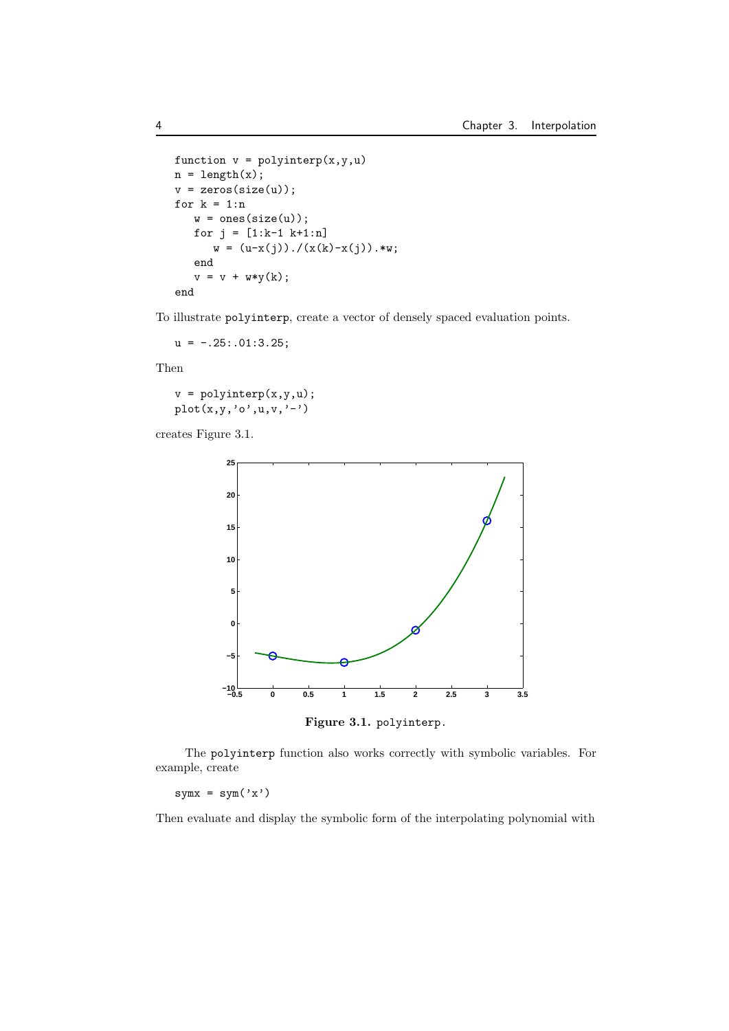```
function v = polyinterp(x,y,u)
n = length(x);
v = zeros(size(u));
for k = 1:n
   w = ones(size(u));
   for j = [1:k-1 k+1:n]
      w = (u-x(j))./(x(k)-x(j)).*w;
   end
   v = v + w*y(k);
end
```

To illustrate `polyinterp`, create a vector of densely spaced evaluation points.

```
u = -.25:.01:3.25;
```

Then

```
v = polyinterp(x,y,u);
plot(x,y,'o',u,v,'-')
```

creates Figure 3.1.

**Figure 3.1.** `polyinterp`.

The `polyinterp` function also works correctly with symbolic variables. For example, create

```
symx = sym('x')
```

Then evaluate and display the symbolic form of the interpolating polynomial with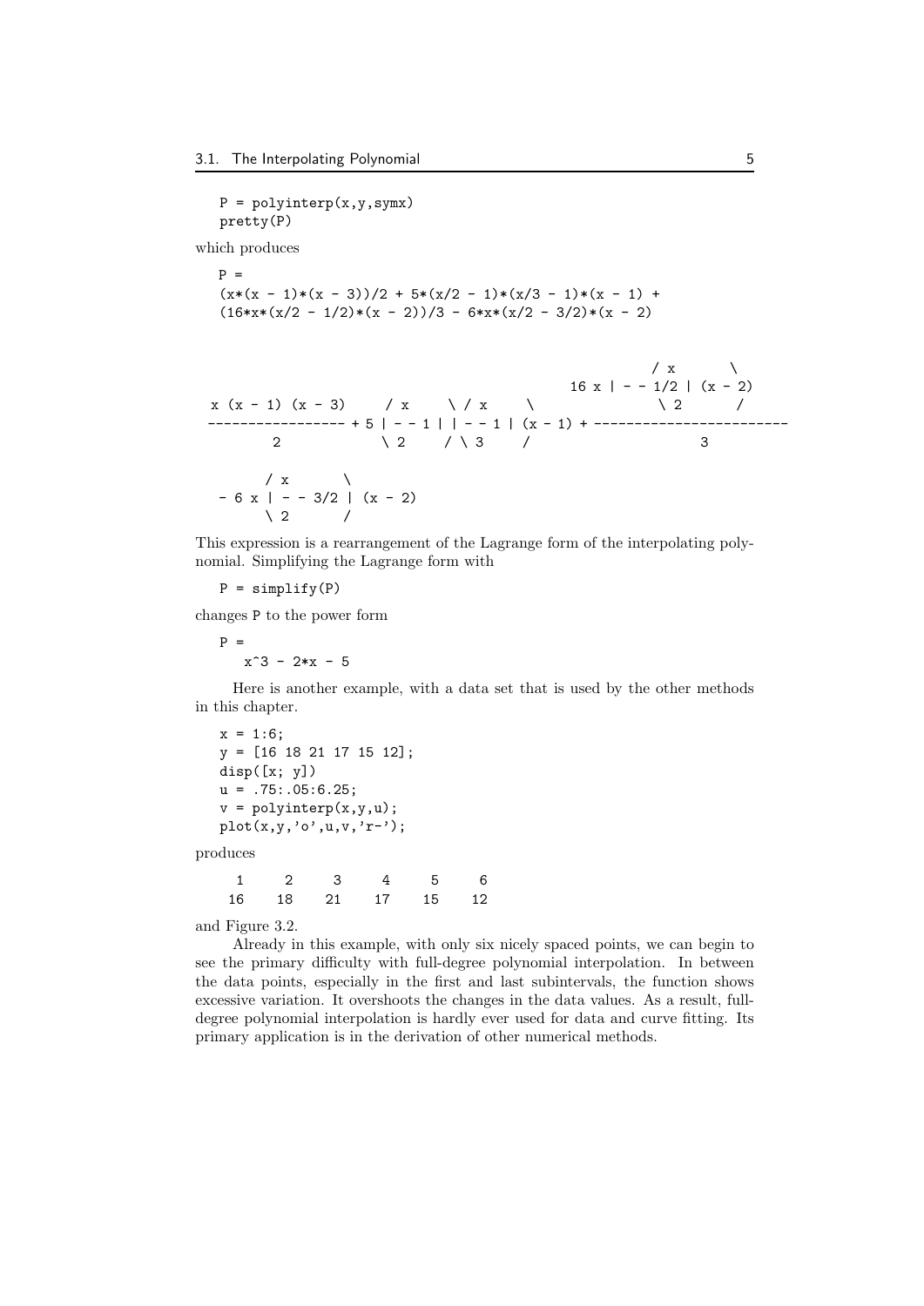```
P = polyinterp(x,y,symx)
pretty(P)
```

which produces

```
P =
(x*(x - 1)*(x - 3))/2 + 5*(x/2 - 1)*(x/3 - 1)*(x - 1) +
(16*x*(x/2 - 1/2)*(x - 2))/3 - 6*x*(x/2 - 3/2)*(x - 2)


                                                        / x       \
                                                   16 x | - - 1/2 | (x - 2)
x (x - 1) (x - 3)      / x     \ / x     \              \ 2       /
----------------- + 5 | - - 1 | | - - 1 | (x - 1) + ------------------------
        2              \ 2     / \ 3     /                      3

       / x       \
  - 6 x | - - 3/2 | (x - 2)
       \ 2       /
```

This expression is a rearrangement of the Lagrange form of the interpolating polynomial. Simplifying the Lagrange form with

```
P = simplify(P)
```

changes P to the power form

```
P =
   x^3 - 2*x - 5
```

Here is another example, with a data set that is used by the other methods in this chapter.

```
x = 1:6;
y = [16 18 21 17 15 12];
disp([x; y])
u = .75:.05:6.25;
v = polyinterp(x,y,u);
plot(x,y,'o',u,v,'r-');
```

produces

```
  1     2     3     4     5     6
 16    18    21    17    15    12
```

and Figure 3.2.

Already in this example, with only six nicely spaced points, we can begin to see the primary difficulty with full-degree polynomial interpolation. In between the data points, especially in the first and last subintervals, the function shows excessive variation. It overshoots the changes in the data values. As a result, full-degree polynomial interpolation is hardly ever used for data and curve fitting. Its primary application is in the derivation of other numerical methods.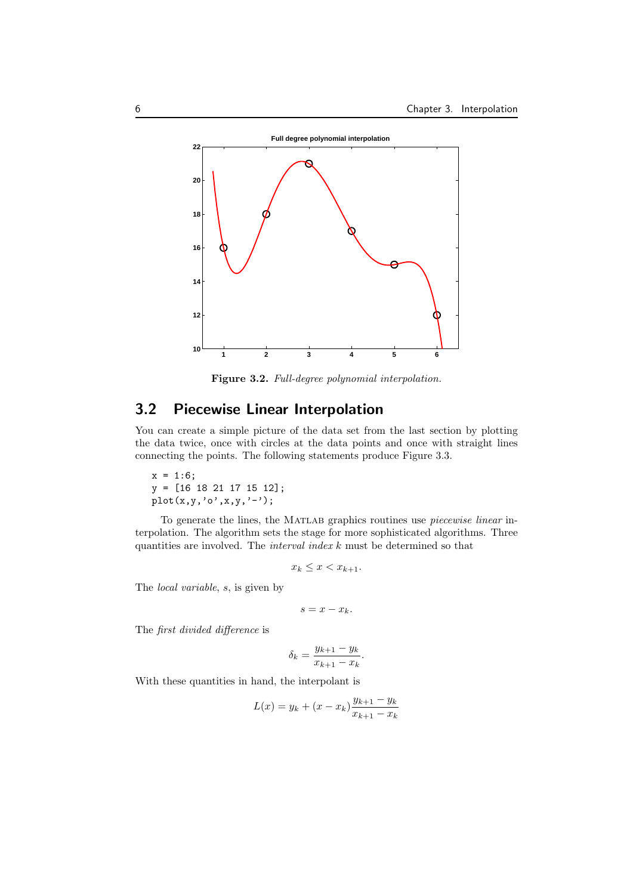**Figure 3.2.** *Full-degree polynomial interpolation.*

## 3.2 Piecewise Linear Interpolation

You can create a simple picture of the data set from the last section by plotting the data twice, once with circles at the data points and once with straight lines connecting the points. The following statements produce Figure 3.3.

```
x = 1:6;
y = [16 18 21 17 15 12];
plot(x,y,'o',x,y,'-');
```

To generate the lines, the MATLAB graphics routines use *piecewise linear* interpolation. The algorithm sets the stage for more sophisticated algorithms. Three quantities are involved. The *interval index* $k$ must be determined so that

$$x_k \leq x < x_{k+1}.$$

The *local variable*, $s$, is given by

$$s = x - x_k.$$

The *first divided difference* is

$$\delta_k = \frac{y_{k+1} - y_k}{x_{k+1} - x_k}.$$

With these quantities in hand, the interpolant is

$$L(x) = y_k + (x - x_k)\frac{y_{k+1} - y_k}{x_{k+1} - x_k}$$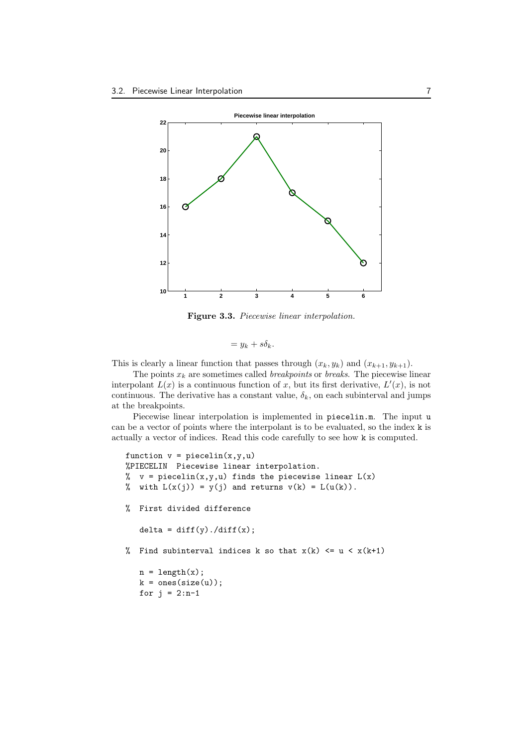**Figure 3.3.** *Piecewise linear interpolation.*

$$= y_k + s\delta_k.$$

This is clearly a linear function that passes through $(x_k, y_k)$ and $(x_{k+1}, y_{k+1})$.

The points $x_k$ are sometimes called *breakpoints* or *breaks*. The piecewise linear interpolant $L(x)$ is a continuous function of $x$, but its first derivative, $L'(x)$, is not continuous. The derivative has a constant value, $\delta_k$, on each subinterval and jumps at the breakpoints.

Piecewise linear interpolation is implemented in `piecelin.m`. The input `u` can be a vector of points where the interpolant is to be evaluated, so the index `k` is actually a vector of indices. Read this code carefully to see how `k` is computed.

```
function v = piecelin(x,y,u)
%PIECELIN  Piecewise linear interpolation.
%  v = piecelin(x,y,u) finds the piecewise linear L(x)
%  with L(x(j)) = y(j) and returns v(k) = L(u(k)).

%  First divided difference

   delta = diff(y)./diff(x);

%  Find subinterval indices k so that x(k) <= u < x(k+1)

   n = length(x);
   k = ones(size(u));
   for j = 2:n-1
```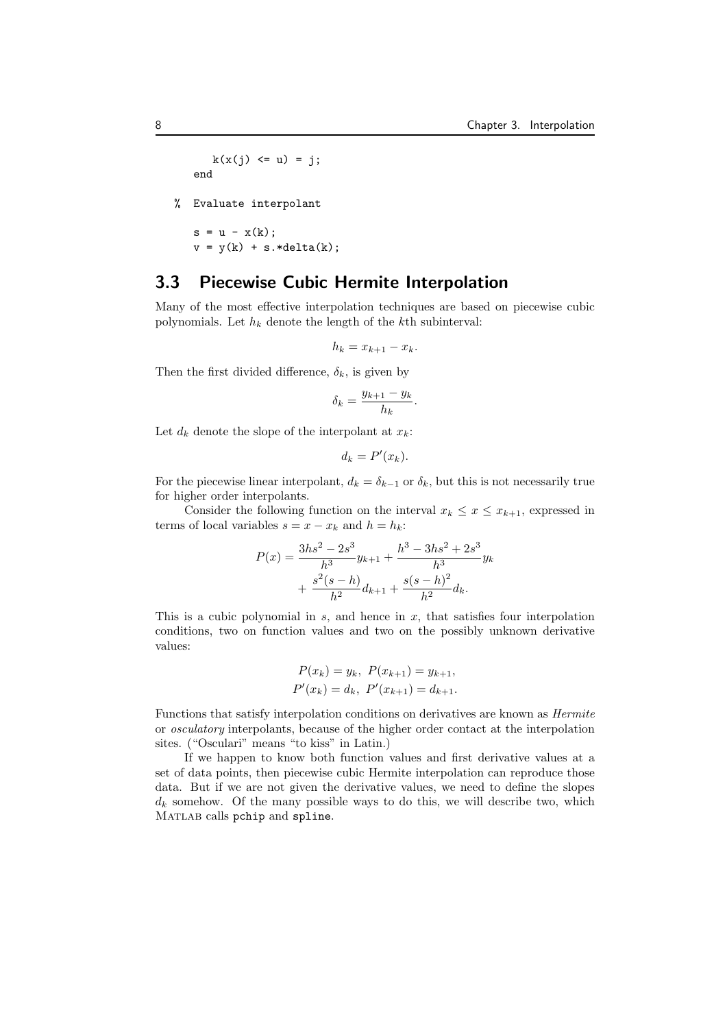```
      k(x(j) <= u) = j;
   end

%  Evaluate interpolant

   s = u - x(k);
   v = y(k) + s.*delta(k);
```

## 3.3 Piecewise Cubic Hermite Interpolation

Many of the most effective interpolation techniques are based on piecewise cubic polynomials. Let $h_k$ denote the length of the $k$th subinterval:

$$h_k = x_{k+1} - x_k.$$

Then the first divided difference, $\delta_k$, is given by

$$\delta_k = \frac{y_{k+1} - y_k}{h_k}.$$

Let $d_k$ denote the slope of the interpolant at $x_k$:

$$d_k = P'(x_k).$$

For the piecewise linear interpolant, $d_k = \delta_{k-1}$ or $\delta_k$, but this is not necessarily true for higher order interpolants.

Consider the following function on the interval $x_k \le x \le x_{k+1}$, expressed in terms of local variables $s = x - x_k$ and $h = h_k$:

$$P(x) = \frac{3hs^2 - 2s^3}{h^3} y_{k+1} + \frac{h^3 - 3hs^2 + 2s^3}{h^3} y_k + \frac{s^2(s-h)}{h^2} d_{k+1} + \frac{s(s-h)^2}{h^2} d_k.$$

This is a cubic polynomial in $s$, and hence in $x$, that satisfies four interpolation conditions, two on function values and two on the possibly unknown derivative values:

$$P(x_k) = y_k, \ P(x_{k+1}) = y_{k+1},$$
$$P'(x_k) = d_k, \ P'(x_{k+1}) = d_{k+1}.$$

Functions that satisfy interpolation conditions on derivatives are known as *Hermite* or *osculatory* interpolants, because of the higher order contact at the interpolation sites. ("Osculari" means "to kiss" in Latin.)

If we happen to know both function values and first derivative values at a set of data points, then piecewise cubic Hermite interpolation can reproduce those data. But if we are not given the derivative values, we need to define the slopes $d_k$ somehow. Of the many possible ways to do this, we will describe two, which MATLAB calls `pchip` and `spline`.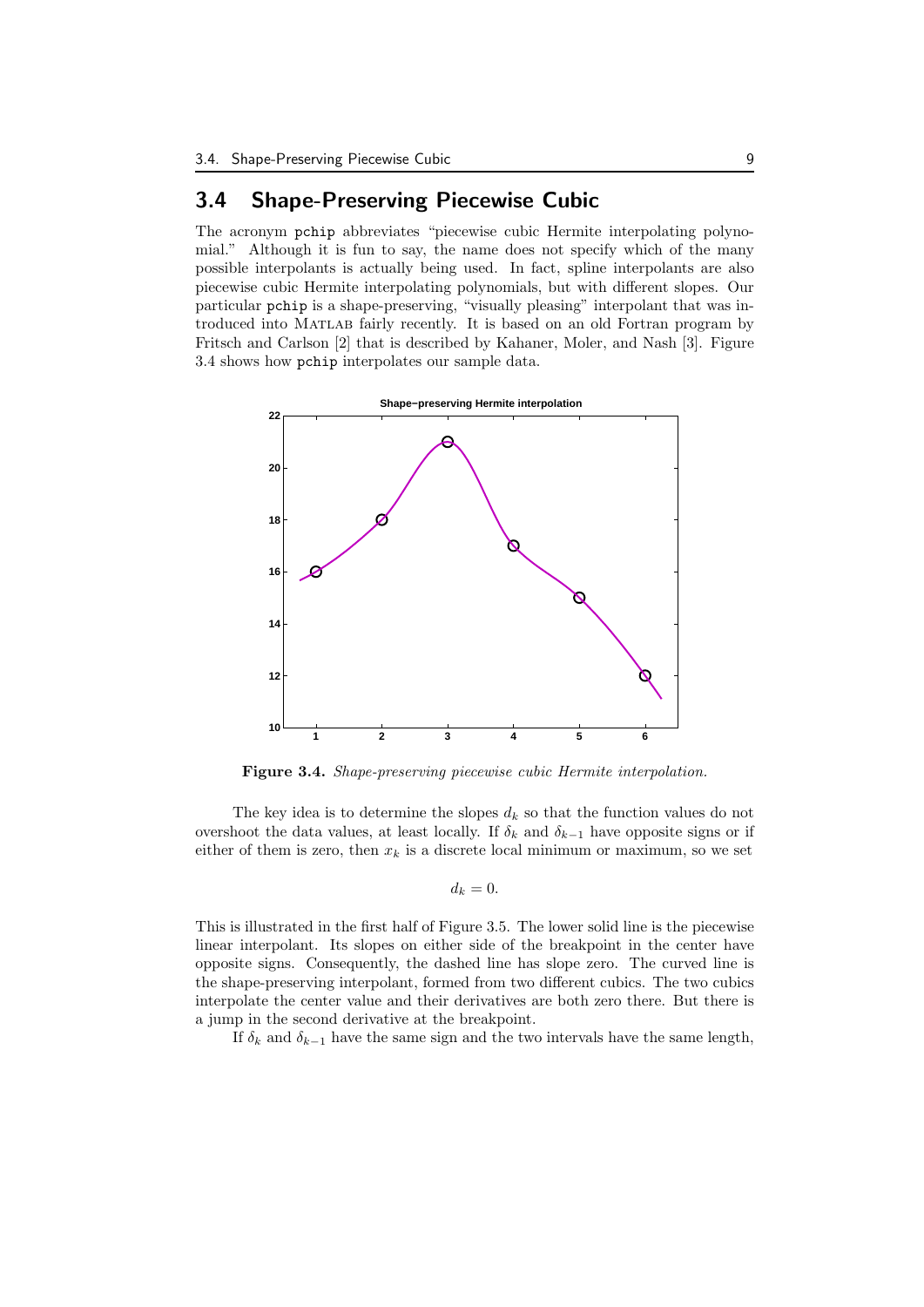## 3.4 Shape-Preserving Piecewise Cubic

The acronym `pchip` abbreviates "piecewise cubic Hermite interpolating polynomial." Although it is fun to say, the name does not specify which of the many possible interpolants is actually being used. In fact, spline interpolants are also piecewise cubic Hermite interpolating polynomials, but with different slopes. Our particular `pchip` is a shape-preserving, "visually pleasing" interpolant that was introduced into MATLAB fairly recently. It is based on an old Fortran program by Fritsch and Carlson [2] that is described by Kahaner, Moler, and Nash [3]. Figure 3.4 shows how `pchip` interpolates our sample data.

**Figure 3.4.** *Shape-preserving piecewise cubic Hermite interpolation.*

The key idea is to determine the slopes $d_k$ so that the function values do not overshoot the data values, at least locally. If $\delta_k$ and $\delta_{k-1}$ have opposite signs or if either of them is zero, then $x_k$ is a discrete local minimum or maximum, so we set

$$d_k = 0.$$

This is illustrated in the first half of Figure 3.5. The lower solid line is the piecewise linear interpolant. Its slopes on either side of the breakpoint in the center have opposite signs. Consequently, the dashed line has slope zero. The curved line is the shape-preserving interpolant, formed from two different cubics. The two cubics interpolate the center value and their derivatives are both zero there. But there is a jump in the second derivative at the breakpoint.

If $\delta_k$ and $\delta_{k-1}$ have the same sign and the two intervals have the same length,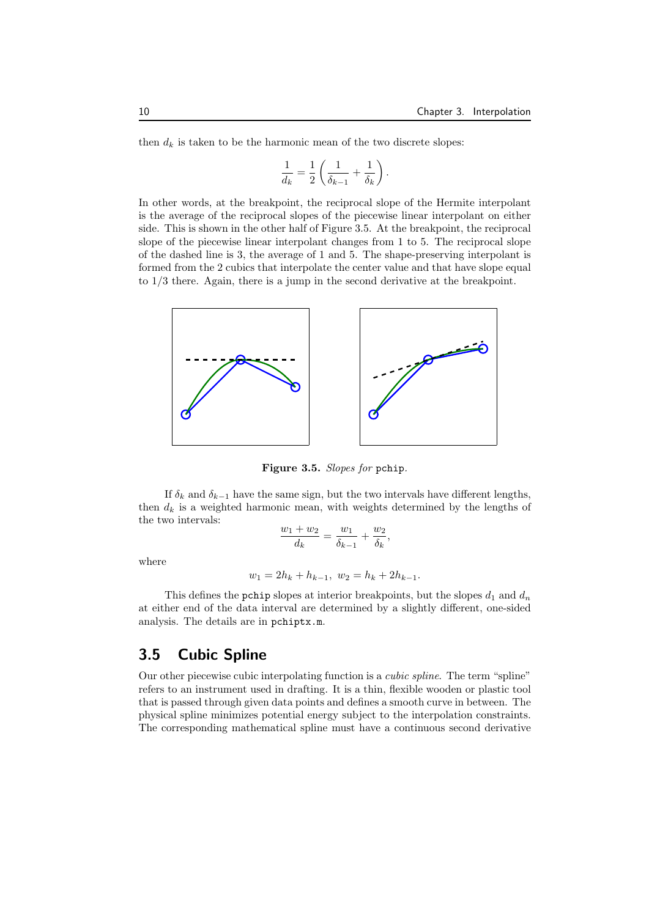then $d_k$ is taken to be the harmonic mean of the two discrete slopes:

$$\frac{1}{d_k} = \frac{1}{2}\left(\frac{1}{\delta_{k-1}} + \frac{1}{\delta_k}\right).$$

In other words, at the breakpoint, the reciprocal slope of the Hermite interpolant is the average of the reciprocal slopes of the piecewise linear interpolant on either side. This is shown in the other half of Figure 3.5. At the breakpoint, the reciprocal slope of the piecewise linear interpolant changes from 1 to 5. The reciprocal slope of the dashed line is 3, the average of 1 and 5. The shape-preserving interpolant is formed from the 2 cubics that interpolate the center value and that have slope equal to 1/3 there. Again, there is a jump in the second derivative at the breakpoint.

**Figure 3.5.** *Slopes for* `pchip`.

If $\delta_k$ and $\delta_{k-1}$ have the same sign, but the two intervals have different lengths, then $d_k$ is a weighted harmonic mean, with weights determined by the lengths of the two intervals:

$$\frac{w_1 + w_2}{d_k} = \frac{w_1}{\delta_{k-1}} + \frac{w_2}{\delta_k},$$

where

$$w_1 = 2h_k + h_{k-1}, \;\; w_2 = h_k + 2h_{k-1}.$$

This defines the `pchip` slopes at interior breakpoints, but the slopes $d_1$ and $d_n$ at either end of the data interval are determined by a slightly different, one-sided analysis. The details are in `pchiptx.m`.

## 3.5 Cubic Spline

Our other piecewise cubic interpolating function is a *cubic spline*. The term "spline" refers to an instrument used in drafting. It is a thin, flexible wooden or plastic tool that is passed through given data points and defines a smooth curve in between. The physical spline minimizes potential energy subject to the interpolation constraints. The corresponding mathematical spline must have a continuous second derivative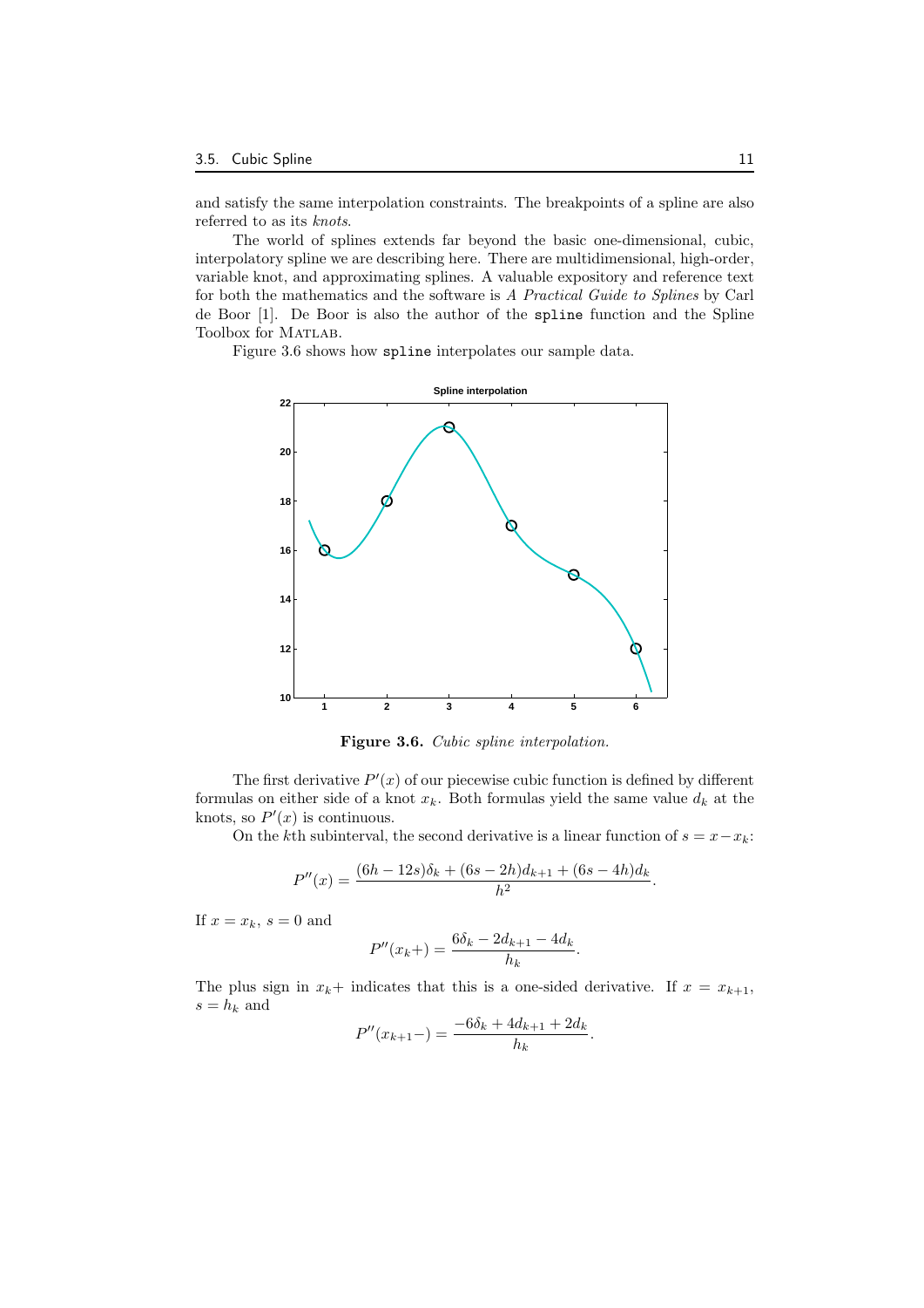and satisfy the same interpolation constraints. The breakpoints of a spline are also referred to as its *knots*.

The world of splines extends far beyond the basic one-dimensional, cubic, interpolatory spline we are describing here. There are multidimensional, high-order, variable knot, and approximating splines. A valuable expository and reference text for both the mathematics and the software is *A Practical Guide to Splines* by Carl de Boor [1]. De Boor is also the author of the `spline` function and the Spline Toolbox for MATLAB.

Figure 3.6 shows how `spline` interpolates our sample data.

**Figure 3.6.** *Cubic spline interpolation.*

The first derivative $P'(x)$ of our piecewise cubic function is defined by different formulas on either side of a knot $x_k$. Both formulas yield the same value $d_k$ at the knots, so $P'(x)$ is continuous.

On the $k$th subinterval, the second derivative is a linear function of $s = x - x_k$:

$$P''(x) = \frac{(6h - 12s)\delta_k + (6s - 2h)d_{k+1} + (6s - 4h)d_k}{h^2}.$$

If $x = x_k$, $s = 0$ and

$$P''(x_k+) = \frac{6\delta_k - 2d_{k+1} - 4d_k}{h_k}.$$

The plus sign in $x_k+$ indicates that this is a one-sided derivative. If $x = x_{k+1}$, $s = h_k$ and

$$P''(x_{k+1}-) = \frac{-6\delta_k + 4d_{k+1} + 2d_k}{h_k}.$$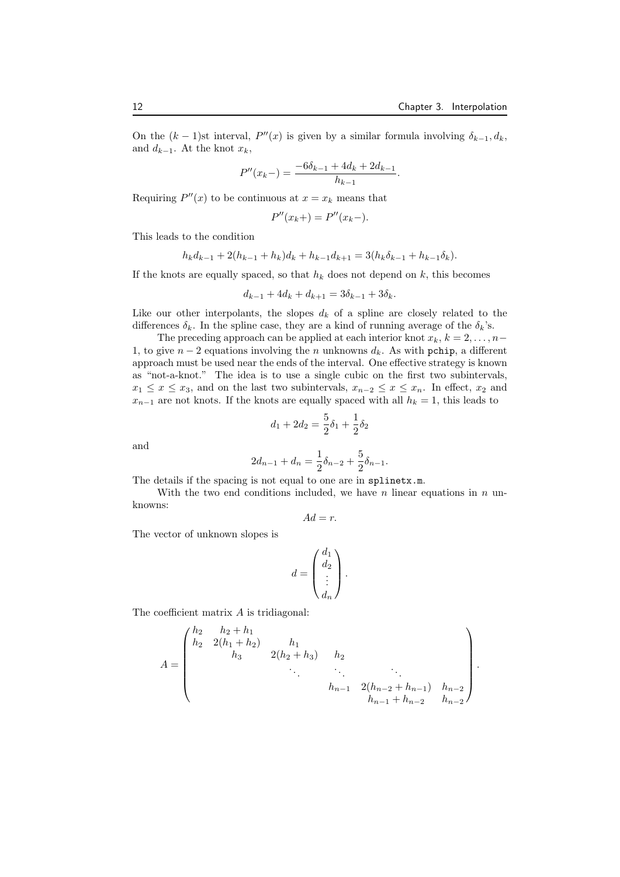On the $(k-1)$st interval, $P''(x)$ is given by a similar formula involving $\delta_{k-1}, d_k$, and $d_{k-1}$. At the knot $x_k$,

$$P''(x_k-) = \frac{-6\delta_{k-1} + 4d_k + 2d_{k-1}}{h_{k-1}}.$$

Requiring $P''(x)$ to be continuous at $x = x_k$ means that

$$P''(x_k+) = P''(x_k-).$$

This leads to the condition

$$h_k d_{k-1} + 2(h_{k-1} + h_k)d_k + h_{k-1}d_{k+1} = 3(h_k\delta_{k-1} + h_{k-1}\delta_k).$$

If the knots are equally spaced, so that $h_k$ does not depend on $k$, this becomes

$$d_{k-1} + 4d_k + d_{k+1} = 3\delta_{k-1} + 3\delta_k.$$

Like our other interpolants, the slopes $d_k$ of a spline are closely related to the differences $\delta_k$. In the spline case, they are a kind of running average of the $\delta_k$'s.

The preceding approach can be applied at each interior knot $x_k$, $k = 2, \ldots, n-1$, to give $n-2$ equations involving the $n$ unknowns $d_k$. As with `pchip`, a different approach must be used near the ends of the interval. One effective strategy is known as "not-a-knot." The idea is to use a single cubic on the first two subintervals, $x_1 \le x \le x_3$, and on the last two subintervals, $x_{n-2} \le x \le x_n$. In effect, $x_2$ and $x_{n-1}$ are not knots. If the knots are equally spaced with all $h_k = 1$, this leads to

$$d_1 + 2d_2 = \frac{5}{2}\delta_1 + \frac{1}{2}\delta_2$$

and

$$2d_{n-1} + d_n = \frac{1}{2}\delta_{n-2} + \frac{5}{2}\delta_{n-1}.$$

The details if the spacing is not equal to one are in `splinetx.m`.

With the two end conditions included, we have $n$ linear equations in $n$ unknowns:

$$Ad = r.$$

The vector of unknown slopes is

$$d = \begin{pmatrix} d_1 \\ d_2 \\ \vdots \\ d_n \end{pmatrix}.$$

The coefficient matrix $A$ is tridiagonal:

$$A = \begin{pmatrix} h_2 & h_2 + h_1 & & & & \\ h_2 & 2(h_1 + h_2) & h_1 & & & \\ & h_3 & 2(h_2 + h_3) & h_2 & & \\ & & \ddots & \ddots & \ddots & \\ & & & h_{n-1} & 2(h_{n-2} + h_{n-1}) & h_{n-2} \\ & & & & h_{n-1} + h_{n-2} & h_{n-2} \end{pmatrix}.$$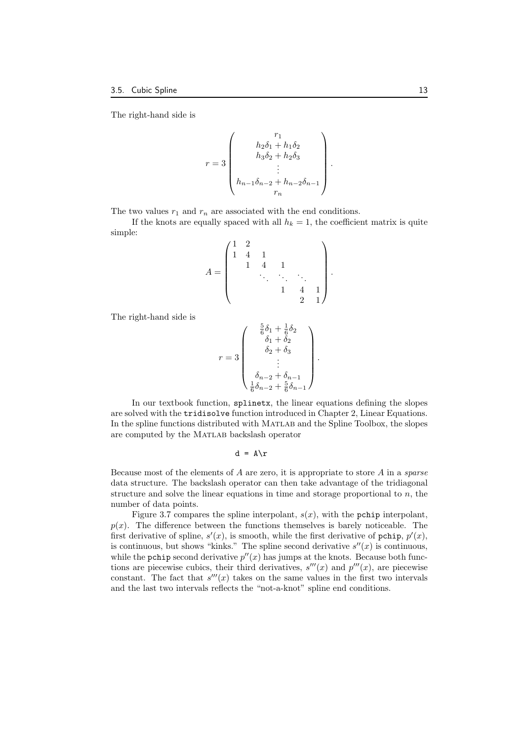The right-hand side is

$$
r = 3 \begin{pmatrix} r_1 \\ h_2\delta_1 + h_1\delta_2 \\ h_3\delta_2 + h_2\delta_3 \\ \vdots \\ h_{n-1}\delta_{n-2} + h_{n-2}\delta_{n-1} \\ r_n \end{pmatrix}.
$$

The two values $r_1$ and $r_n$ are associated with the end conditions.

If the knots are equally spaced with all $h_k = 1$, the coefficient matrix is quite simple:

$$
A = \begin{pmatrix} 1 & 2 & & & & \\ 1 & 4 & 1 & & & \\ & 1 & 4 & 1 & & \\ & & \ddots & \ddots & \ddots & \\ & & & 1 & 4 & 1 \\ & & & & 2 & 1 \end{pmatrix}.
$$

The right-hand side is

$$
r = 3 \begin{pmatrix} \frac{5}{6}\delta_1 + \frac{1}{6}\delta_2 \\ \delta_1 + \delta_2 \\ \delta_2 + \delta_3 \\ \vdots \\ \delta_{n-2} + \delta_{n-1} \\ \frac{1}{6}\delta_{n-2} + \frac{5}{6}\delta_{n-1} \end{pmatrix}.
$$

In our textbook function, `splinetx`, the linear equations defining the slopes are solved with the `tridisolve` function introduced in Chapter 2, Linear Equations. In the spline functions distributed with MATLAB and the Spline Toolbox, the slopes are computed by the MATLAB backslash operator

```
d = A\r
```

Because most of the elements of $A$ are zero, it is appropriate to store $A$ in a *sparse* data structure. The backslash operator can then take advantage of the tridiagonal structure and solve the linear equations in time and storage proportional to $n$, the number of data points.

Figure 3.7 compares the spline interpolant, $s(x)$, with the `pchip` interpolant, $p(x)$. The difference between the functions themselves is barely noticeable. The first derivative of spline, $s'(x)$, is smooth, while the first derivative of `pchip`, $p'(x)$, is continuous, but shows "kinks." The spline second derivative $s''(x)$ is continuous, while the `pchip` second derivative $p''(x)$ has jumps at the knots. Because both functions are piecewise cubics, their third derivatives, $s'''(x)$ and $p'''(x)$, are piecewise constant. The fact that $s'''(x)$ takes on the same values in the first two intervals and the last two intervals reflects the "not-a-knot" spline end conditions.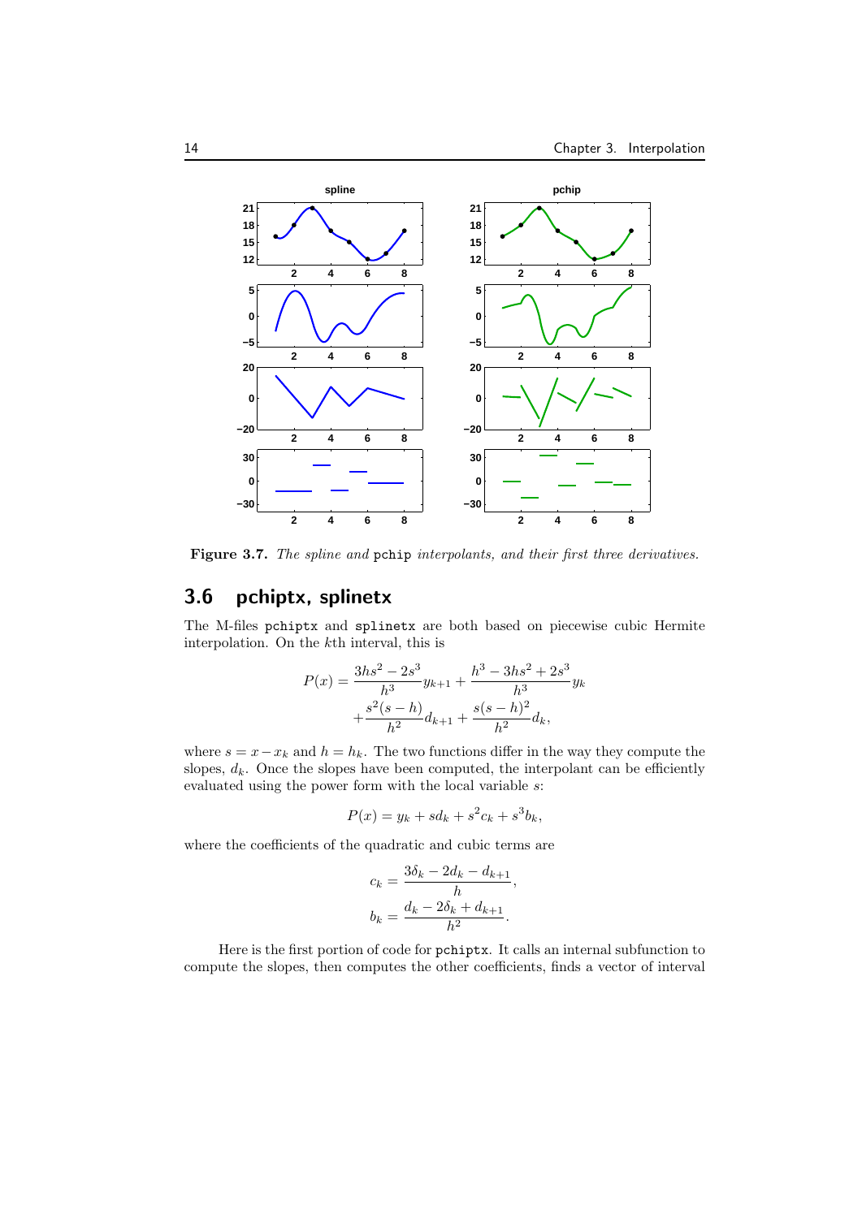**Figure 3.7.** *The spline and* pchip *interpolants, and their first three derivatives.*

## 3.6 pchiptx, splinetx

The M-files `pchiptx` and `splinetx` are both based on piecewise cubic Hermite interpolation. On the $k$th interval, this is

$$
\begin{aligned}
P(x) = & \frac{3hs^2 - 2s^3}{h^3} y_{k+1} + \frac{h^3 - 3hs^2 + 2s^3}{h^3} y_k \\
& + \frac{s^2(s-h)}{h^2} d_{k+1} + \frac{s(s-h)^2}{h^2} d_k,
\end{aligned}
$$

where $s = x - x_k$ and $h = h_k$. The two functions differ in the way they compute the slopes, $d_k$. Once the slopes have been computed, the interpolant can be efficiently evaluated using the power form with the local variable $s$:

$$
P(x) = y_k + s d_k + s^2 c_k + s^3 b_k,
$$

where the coefficients of the quadratic and cubic terms are

$$
\begin{aligned}
c_k &= \frac{3\delta_k - 2d_k - d_{k+1}}{h}, \\
b_k &= \frac{d_k - 2\delta_k + d_{k+1}}{h^2}.
\end{aligned}
$$

Here is the first portion of code for `pchiptx`. It calls an internal subfunction to compute the slopes, then computes the other coefficients, finds a vector of interval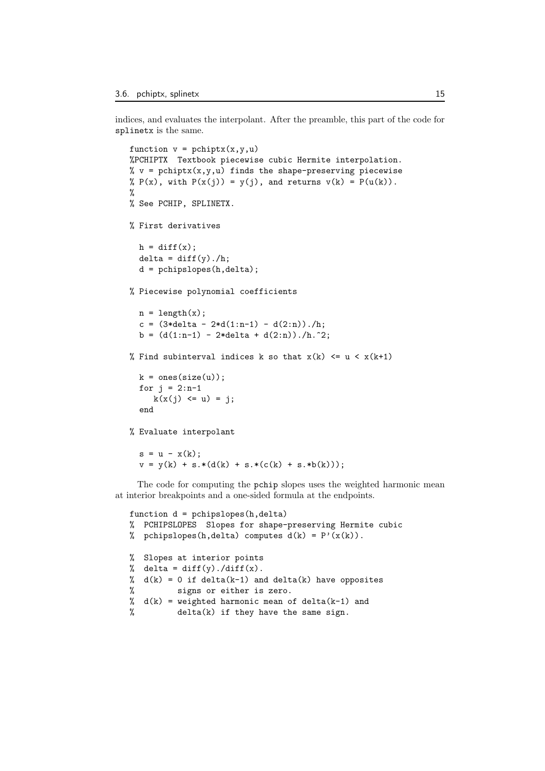indices, and evaluates the interpolant. After the preamble, this part of the code for splinetx is the same.

```
function v = pchiptx(x,y,u)
%PCHIPTX  Textbook piecewise cubic Hermite interpolation.
% v = pchiptx(x,y,u) finds the shape-preserving piecewise
% P(x), with P(x(j)) = y(j), and returns v(k) = P(u(k)).
%
% See PCHIP, SPLINETX.

% First derivatives

  h = diff(x);
  delta = diff(y)./h;
  d = pchipslopes(h,delta);

% Piecewise polynomial coefficients

  n = length(x);
  c = (3*delta - 2*d(1:n-1) - d(2:n))./h;
  b = (d(1:n-1) - 2*delta + d(2:n))./h.^2;

% Find subinterval indices k so that x(k) <= u < x(k+1)

  k = ones(size(u));
  for j = 2:n-1
     k(x(j) <= u) = j;
  end

% Evaluate interpolant

  s = u - x(k);
  v = y(k) + s.*(d(k) + s.*(c(k) + s.*b(k)));
```

The code for computing the pchip slopes uses the weighted harmonic mean at interior breakpoints and a one-sided formula at the endpoints.

```
function d = pchipslopes(h,delta)
%  PCHIPSLOPES  Slopes for shape-preserving Hermite cubic
%  pchipslopes(h,delta) computes d(k) = P'(x(k)).

%  Slopes at interior points
%  delta = diff(y)./diff(x).
%  d(k) = 0 if delta(k-1) and delta(k) have opposites
%         signs or either is zero.
%  d(k) = weighted harmonic mean of delta(k-1) and
%         delta(k) if they have the same sign.
```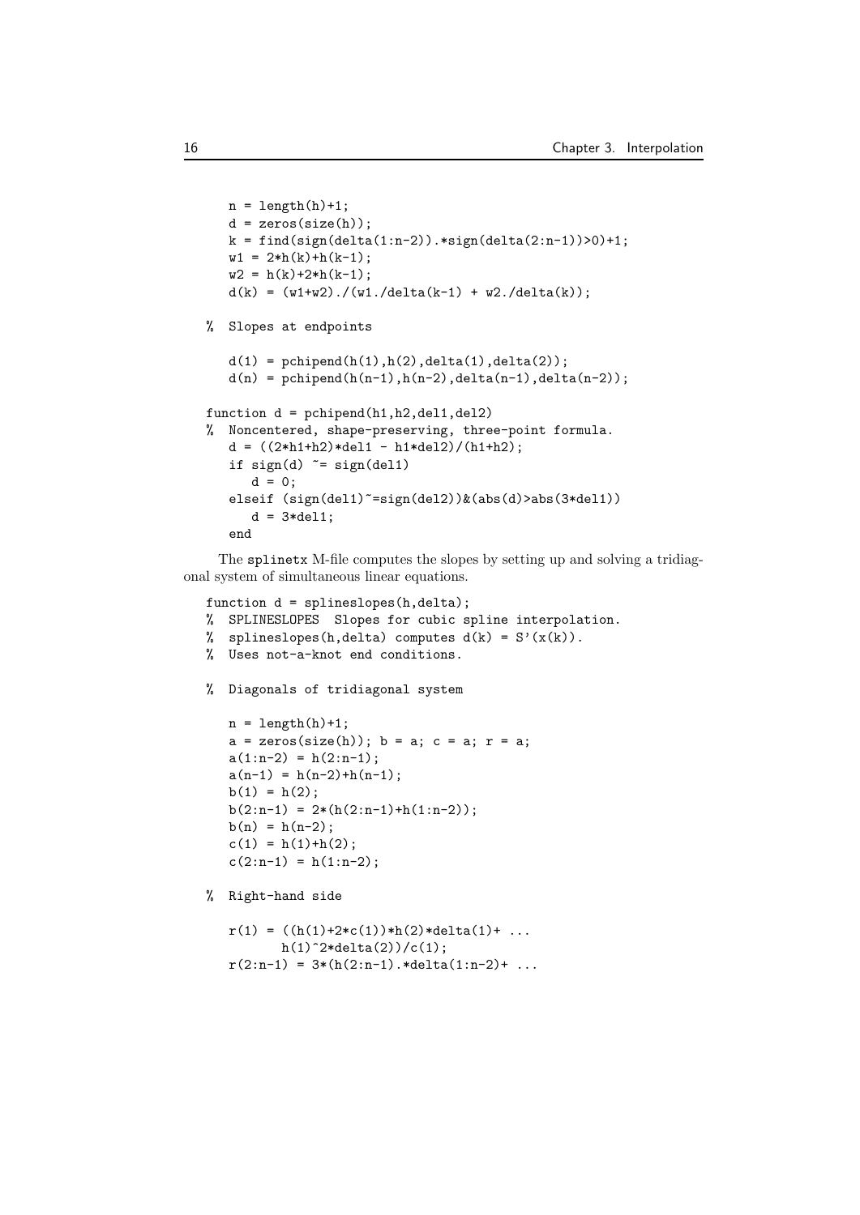```
   n = length(h)+1;
   d = zeros(size(h));
   k = find(sign(delta(1:n-2)).*sign(delta(2:n-1))>0)+1;
   w1 = 2*h(k)+h(k-1);
   w2 = h(k)+2*h(k-1);
   d(k) = (w1+w2)./(w1./delta(k-1) + w2./delta(k));

%  Slopes at endpoints

   d(1) = pchipend(h(1),h(2),delta(1),delta(2));
   d(n) = pchipend(h(n-1),h(n-2),delta(n-1),delta(n-2));

function d = pchipend(h1,h2,del1,del2)
%  Noncentered, shape-preserving, three-point formula.
   d = ((2*h1+h2)*del1 - h1*del2)/(h1+h2);
   if sign(d) ~= sign(del1)
      d = 0;
   elseif (sign(del1)~=sign(del2))&(abs(d)>abs(3*del1))
      d = 3*del1;
   end
```

The `splinetx` M-file computes the slopes by setting up and solving a tridiagonal system of simultaneous linear equations.

```
function d = splineslopes(h,delta);
%  SPLINESLOPES  Slopes for cubic spline interpolation.
%  splineslopes(h,delta) computes d(k) = S'(x(k)).
%  Uses not-a-knot end conditions.

%  Diagonals of tridiagonal system

   n = length(h)+1;
   a = zeros(size(h)); b = a; c = a; r = a;
   a(1:n-2) = h(2:n-1);
   a(n-1) = h(n-2)+h(n-1);
   b(1) = h(2);
   b(2:n-1) = 2*(h(2:n-1)+h(1:n-2));
   b(n) = h(n-2);
   c(1) = h(1)+h(2);
   c(2:n-1) = h(1:n-2);

%  Right-hand side

   r(1) = ((h(1)+2*c(1))*h(2)*delta(1)+ ...
          h(1)^2*delta(2))/c(1);
   r(2:n-1) = 3*(h(2:n-1).*delta(1:n-2)+ ...
```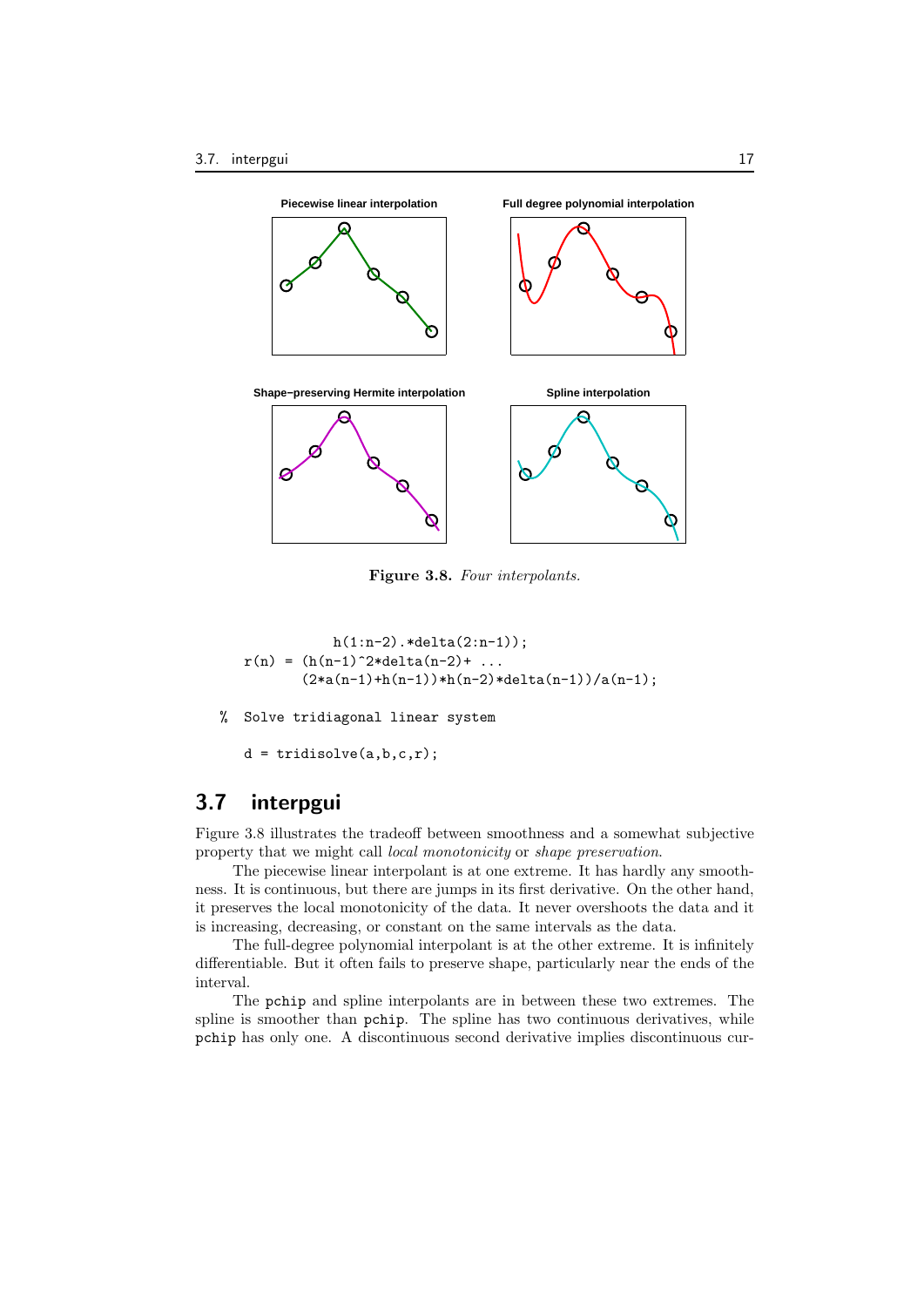**Figure 3.8.** *Four interpolants.*

```
            h(1:n-2).*delta(2:n-1));
r(n) = (h(n-1)^2*delta(n-2)+ ...
       (2*a(n-1)+h(n-1))*h(n-2)*delta(n-1))/a(n-1);

% Solve tridiagonal linear system

d = tridisolve(a,b,c,r);
```

## 3.7 interpgui

Figure 3.8 illustrates the tradeoff between smoothness and a somewhat subjective property that we might call *local monotonicity* or *shape preservation*.

The piecewise linear interpolant is at one extreme. It has hardly any smoothness. It is continuous, but there are jumps in its first derivative. On the other hand, it preserves the local monotonicity of the data. It never overshoots the data and it is increasing, decreasing, or constant on the same intervals as the data.

The full-degree polynomial interpolant is at the other extreme. It is infinitely differentiable. But it often fails to preserve shape, particularly near the ends of the interval.

The pchip and spline interpolants are in between these two extremes. The spline is smoother than pchip. The spline has two continuous derivatives, while pchip has only one. A discontinuous second derivative implies discontinuous cur-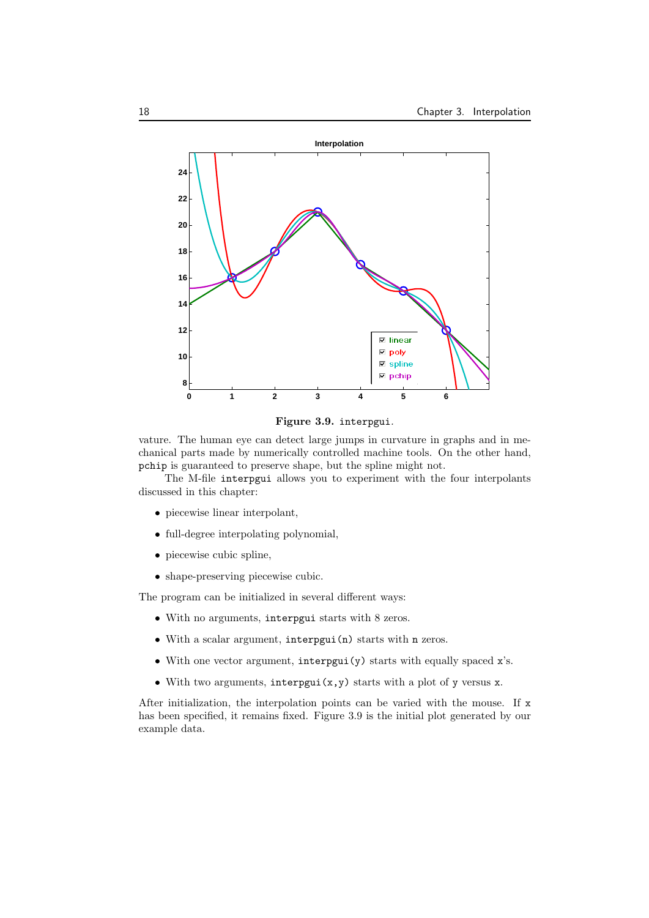**Figure 3.9.** `interpgui`.

vature. The human eye can detect large jumps in curvature in graphs and in mechanical parts made by numerically controlled machine tools. On the other hand, `pchip` is guaranteed to preserve shape, but the spline might not.

The M-file `interpgui` allows you to experiment with the four interpolants discussed in this chapter:

- piecewise linear interpolant,
- full-degree interpolating polynomial,
- piecewise cubic spline,
- shape-preserving piecewise cubic.

The program can be initialized in several different ways:

- With no arguments, `interpgui` starts with 8 zeros.
- With a scalar argument, `interpgui(n)` starts with `n` zeros.
- With one vector argument, `interpgui(y)` starts with equally spaced `x`'s.
- With two arguments, `interpgui(x,y)` starts with a plot of `y` versus `x`.

After initialization, the interpolation points can be varied with the mouse. If `x` has been specified, it remains fixed. Figure 3.9 is the initial plot generated by our example data.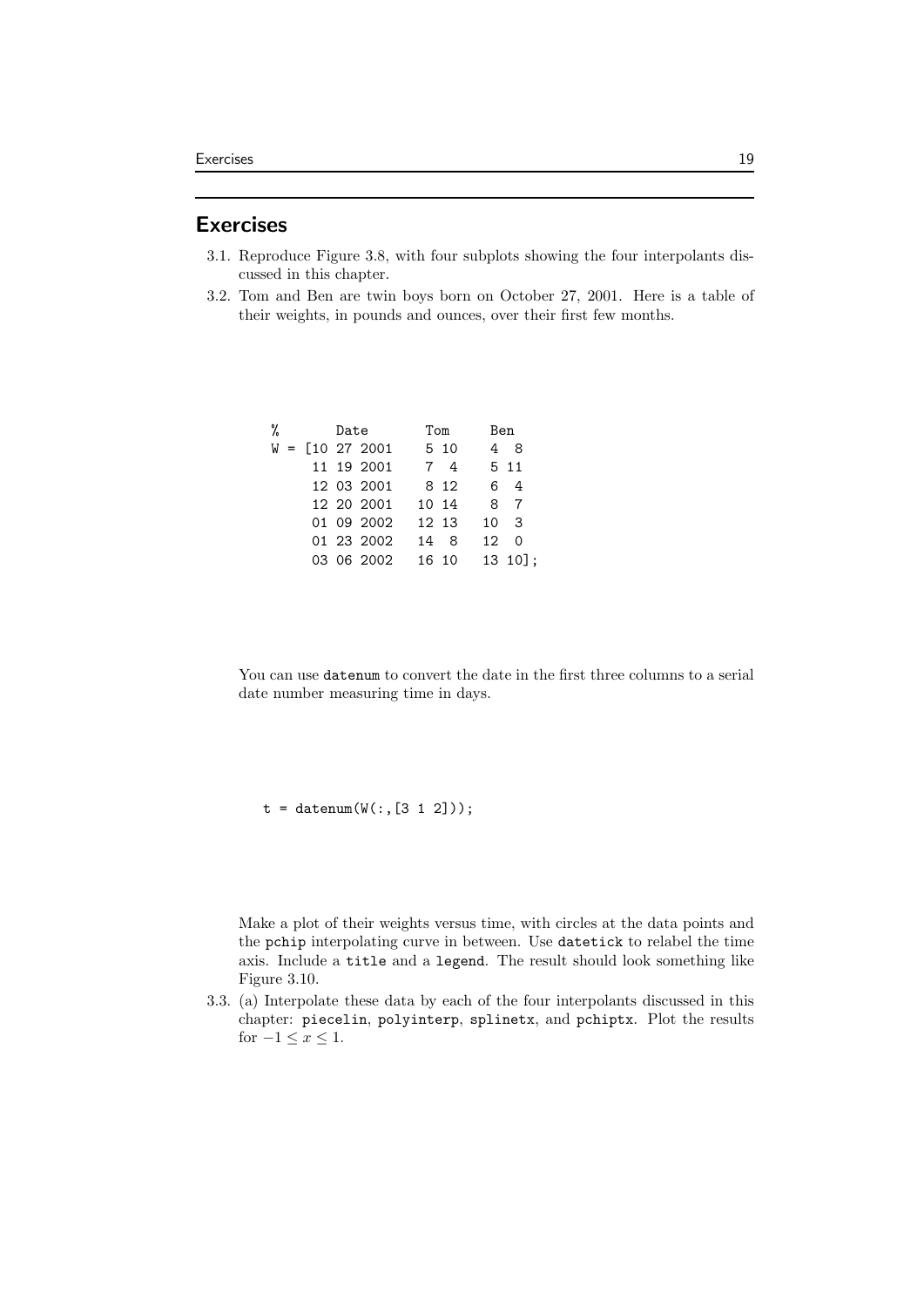## Exercises

3.1. Reproduce Figure 3.8, with four subplots showing the four interpolants discussed in this chapter.

3.2. Tom and Ben are twin boys born on October 27, 2001. Here is a table of their weights, in pounds and ounces, over their first few months.

```
%       Date        Tom      Ben
W = [10 27 2001     5 10     4  8
     11 19 2001     7  4     5 11
     12 03 2001     8 12     6  4
     12 20 2001    10 14     8  7
     01 09 2002    12 13    10  3
     01 23 2002    14  8    12  0
     03 06 2002    16 10    13 10];
```

You can use `datenum` to convert the date in the first three columns to a serial date number measuring time in days.

```
t = datenum(W(:,[3 1 2]));
```

Make a plot of their weights versus time, with circles at the data points and the `pchip` interpolating curve in between. Use `datetick` to relabel the time axis. Include a `title` and a `legend`. The result should look something like Figure 3.10.

3.3. (a) Interpolate these data by each of the four interpolants discussed in this chapter: `piecelin`, `polyinterp`, `splinetx`, and `pchiptx`. Plot the results for $-1 \le x \le 1$.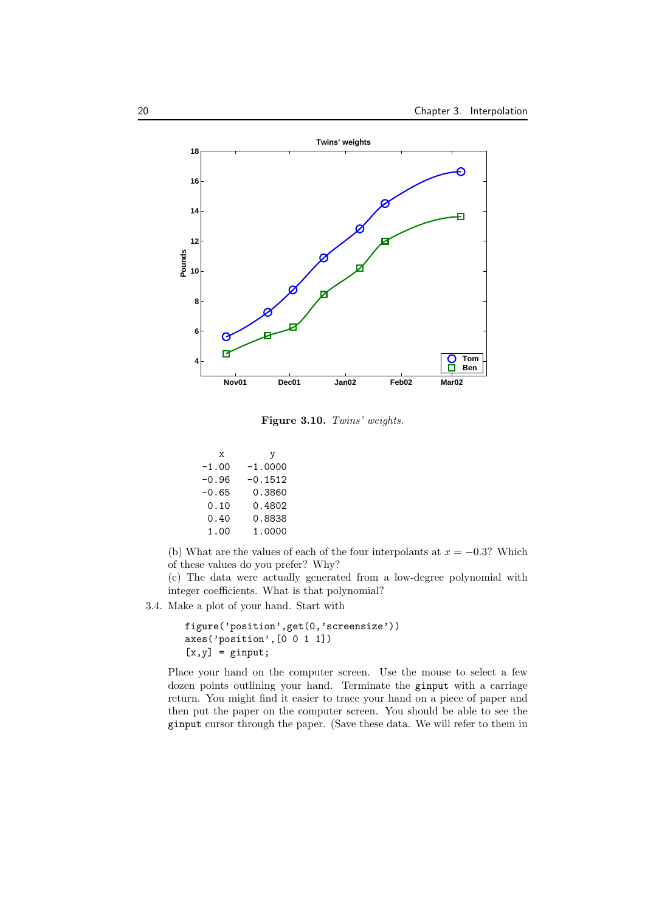**Figure 3.10.** *Twins' weights.*

| x | y |
|---|---|
| -1.00 | -1.0000 |
| -0.96 | -0.1512 |
| -0.65 | 0.3860 |
| 0.10 | 0.4802 |
| 0.40 | 0.8838 |
| 1.00 | 1.0000 |

(b) What are the values of each of the four interpolants at $x = -0.3$? Which of these values do you prefer? Why?

(c) The data were actually generated from a low-degree polynomial with integer coefficients. What is that polynomial?

3.4. Make a plot of your hand. Start with

```
figure('position',get(0,'screensize'))
axes('position',[0 0 1 1])
[x,y] = ginput;
```

Place your hand on the computer screen. Use the mouse to select a few dozen points outlining your hand. Terminate the `ginput` with a carriage return. You might find it easier to trace your hand on a piece of paper and then put the paper on the computer screen. You should be able to see the `ginput` cursor through the paper. (Save these data. We will refer to them in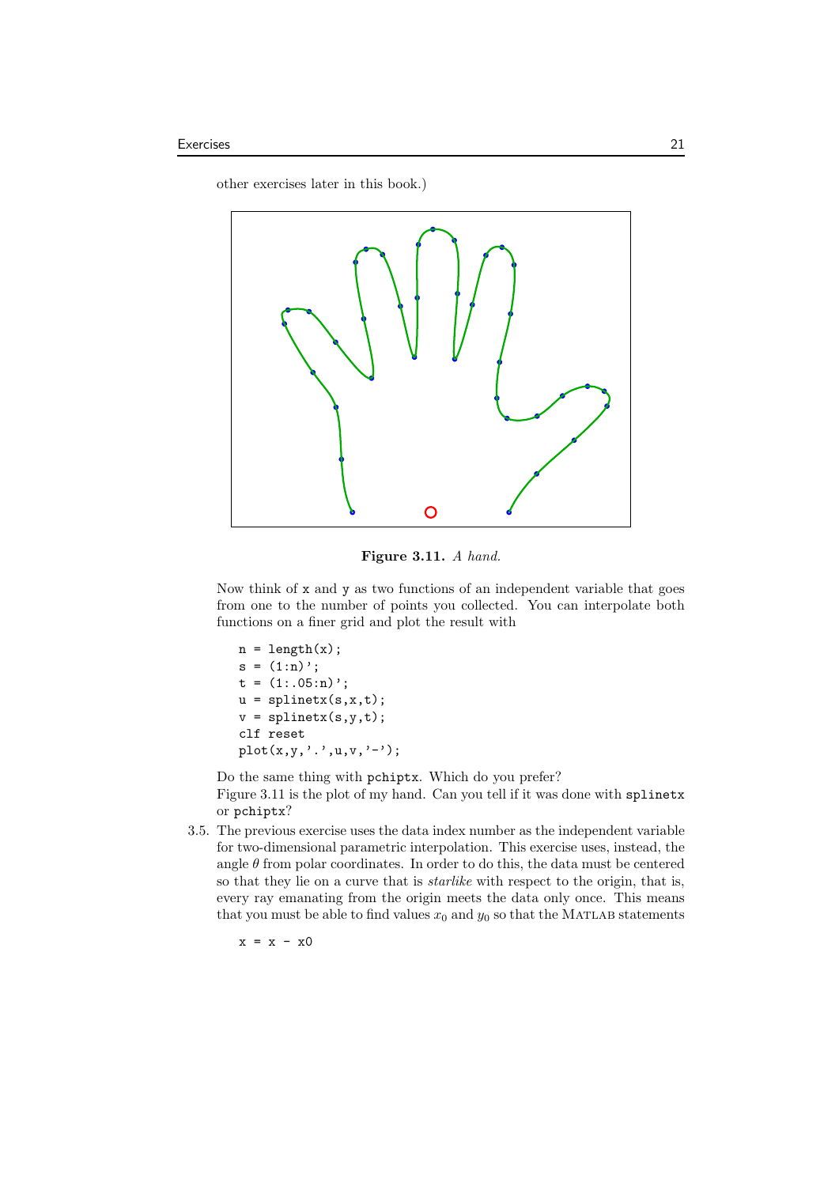other exercises later in this book.)

**Figure 3.11.** *A hand.*

Now think of x and y as two functions of an independent variable that goes from one to the number of points you collected. You can interpolate both functions on a finer grid and plot the result with

```
n = length(x);
s = (1:n)';
t = (1:.05:n)';
u = splinetx(s,x,t);
v = splinetx(s,y,t);
clf reset
plot(x,y,'.',u,v,'-');
```

Do the same thing with pchiptx. Which do you prefer?

Figure 3.11 is the plot of my hand. Can you tell if it was done with splinetx or pchiptx?

3.5. The previous exercise uses the data index number as the independent variable for two-dimensional parametric interpolation. This exercise uses, instead, the angle $\theta$ from polar coordinates. In order to do this, the data must be centered so that they lie on a curve that is *starlike* with respect to the origin, that is, every ray emanating from the origin meets the data only once. This means that you must be able to find values $x_0$ and $y_0$ so that the MATLAB statements

```
x = x - x0
```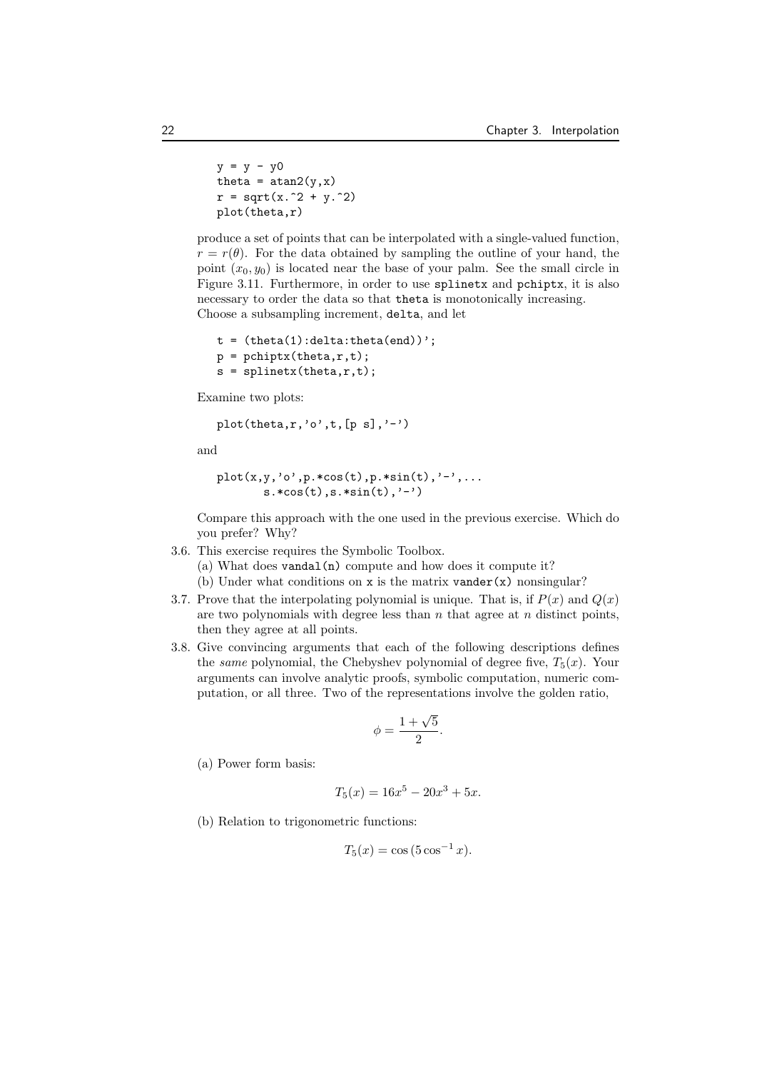```
y = y - y0
theta = atan2(y,x)
r = sqrt(x.^2 + y.^2)
plot(theta,r)
```

produce a set of points that can be interpolated with a single-valued function, $r = r(\theta)$. For the data obtained by sampling the outline of your hand, the point $(x_0, y_0)$ is located near the base of your palm. See the small circle in Figure 3.11. Furthermore, in order to use `splinetx` and `pchiptx`, it is also necessary to order the data so that `theta` is monotonically increasing. Choose a subsampling increment, `delta`, and let

```
t = (theta(1):delta:theta(end))';
p = pchiptx(theta,r,t);
s = splinetx(theta,r,t);
```

Examine two plots:

```
plot(theta,r,'o',t,[p s],'-')
```

and

```
plot(x,y,'o',p.*cos(t),p.*sin(t),'-',...
      s.*cos(t),s.*sin(t),'-')
```

Compare this approach with the one used in the previous exercise. Which do you prefer? Why?

3.6. This exercise requires the Symbolic Toolbox.
(a) What does `vandal(n)` compute and how does it compute it?
(b) Under what conditions on `x` is the matrix `vander(x)` nonsingular?

3.7. Prove that the interpolating polynomial is unique. That is, if $P(x)$ and $Q(x)$ are two polynomials with degree less than $n$ that agree at $n$ distinct points, then they agree at all points.

3.8. Give convincing arguments that each of the following descriptions defines the *same* polynomial, the Chebyshev polynomial of degree five, $T_5(x)$. Your arguments can involve analytic proofs, symbolic computation, numeric computation, or all three. Two of the representations involve the golden ratio,

$$\phi = \frac{1 + \sqrt{5}}{2}.$$

(a) Power form basis:

$$T_5(x) = 16x^5 - 20x^3 + 5x.$$

(b) Relation to trigonometric functions:

$$T_5(x) = \cos(5 \cos^{-1} x).$$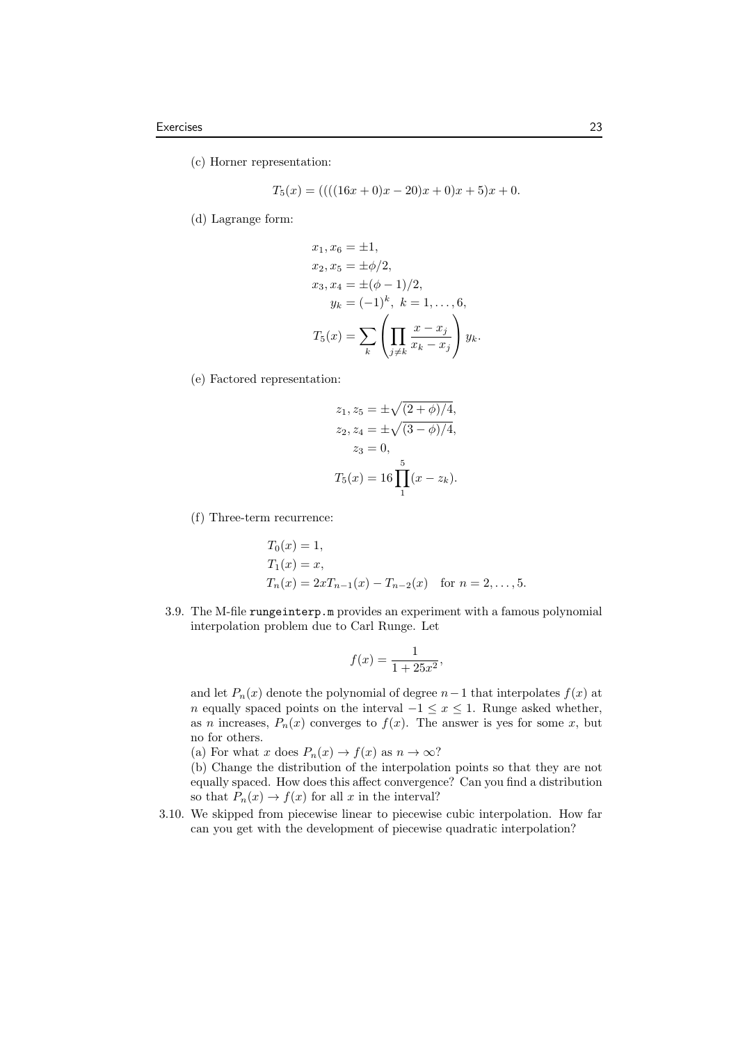(c) Horner representation:

$$T_5(x) = ((((16x + 0)x - 20)x + 0)x + 5)x + 0.$$

(d) Lagrange form:

$$x_1, x_6 = \pm 1,$$
$$x_2, x_5 = \pm \phi/2,$$
$$x_3, x_4 = \pm(\phi - 1)/2,$$
$$y_k = (-1)^k, \ k = 1, \ldots, 6,$$
$$T_5(x) = \sum_k \left( \prod_{j \neq k} \frac{x - x_j}{x_k - x_j} \right) y_k.$$

(e) Factored representation:

$$z_1, z_5 = \pm\sqrt{(2 + \phi)/4},$$
$$z_2, z_4 = \pm\sqrt{(3 - \phi)/4},$$
$$z_3 = 0,$$
$$T_5(x) = 16 \prod_1^5 (x - z_k).$$

(f) Three-term recurrence:

$$T_0(x) = 1,$$
$$T_1(x) = x,$$
$$T_n(x) = 2xT_{n-1}(x) - T_{n-2}(x) \quad \text{for } n = 2, \ldots, 5.$$

3.9. The M-file `rungeinterp.m` provides an experiment with a famous polynomial interpolation problem due to Carl Runge. Let

$$f(x) = \frac{1}{1 + 25x^2},$$

and let $P_n(x)$ denote the polynomial of degree $n-1$ that interpolates $f(x)$ at $n$ equally spaced points on the interval $-1 \leq x \leq 1$. Runge asked whether, as $n$ increases, $P_n(x)$ converges to $f(x)$. The answer is yes for some $x$, but no for others.

(a) For what $x$ does $P_n(x) \to f(x)$ as $n \to \infty$?

(b) Change the distribution of the interpolation points so that they are not equally spaced. How does this affect convergence? Can you find a distribution so that $P_n(x) \to f(x)$ for all $x$ in the interval?

3.10. We skipped from piecewise linear to piecewise cubic interpolation. How far can you get with the development of piecewise quadratic interpolation?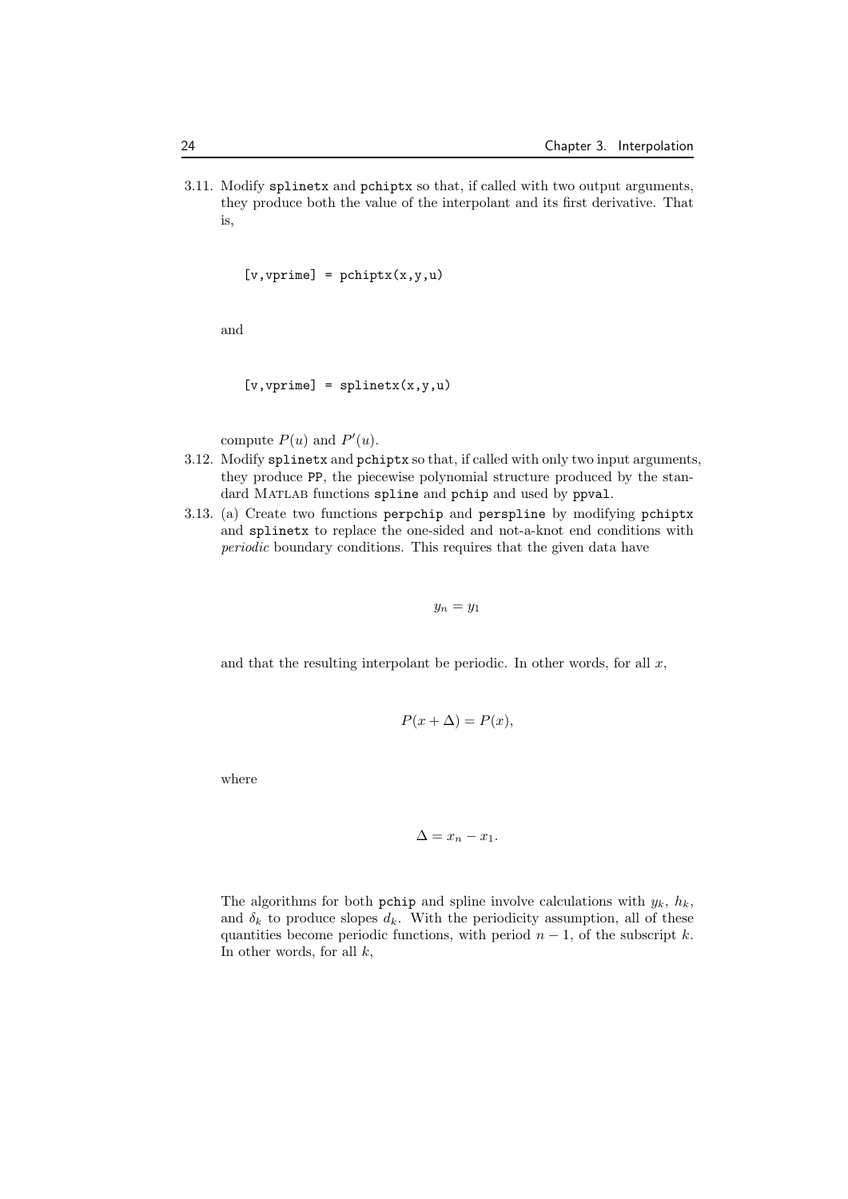3.11. Modify splinetx and pchiptx so that, if called with two output arguments, they produce both the value of the interpolant and its first derivative. That is,

```
[v,vprime] = pchiptx(x,y,u)
```

and

```
[v,vprime] = splinetx(x,y,u)
```

compute $P(u)$ and $P'(u)$.

3.12. Modify splinetx and pchiptx so that, if called with only two input arguments, they produce PP, the piecewise polynomial structure produced by the standard MATLAB functions spline and pchip and used by ppval.

3.13. (a) Create two functions perpchip and perspline by modifying pchiptx and splinetx to replace the one-sided and not-a-knot end conditions with *periodic* boundary conditions. This requires that the given data have

$$y_n = y_1$$

and that the resulting interpolant be periodic. In other words, for all $x$,

$$P(x + \Delta) = P(x),$$

where

$$\Delta = x_n - x_1.$$

The algorithms for both pchip and spline involve calculations with $y_k$, $h_k$, and $\delta_k$ to produce slopes $d_k$. With the periodicity assumption, all of these quantities become periodic functions, with period $n - 1$, of the subscript $k$. In other words, for all $k$,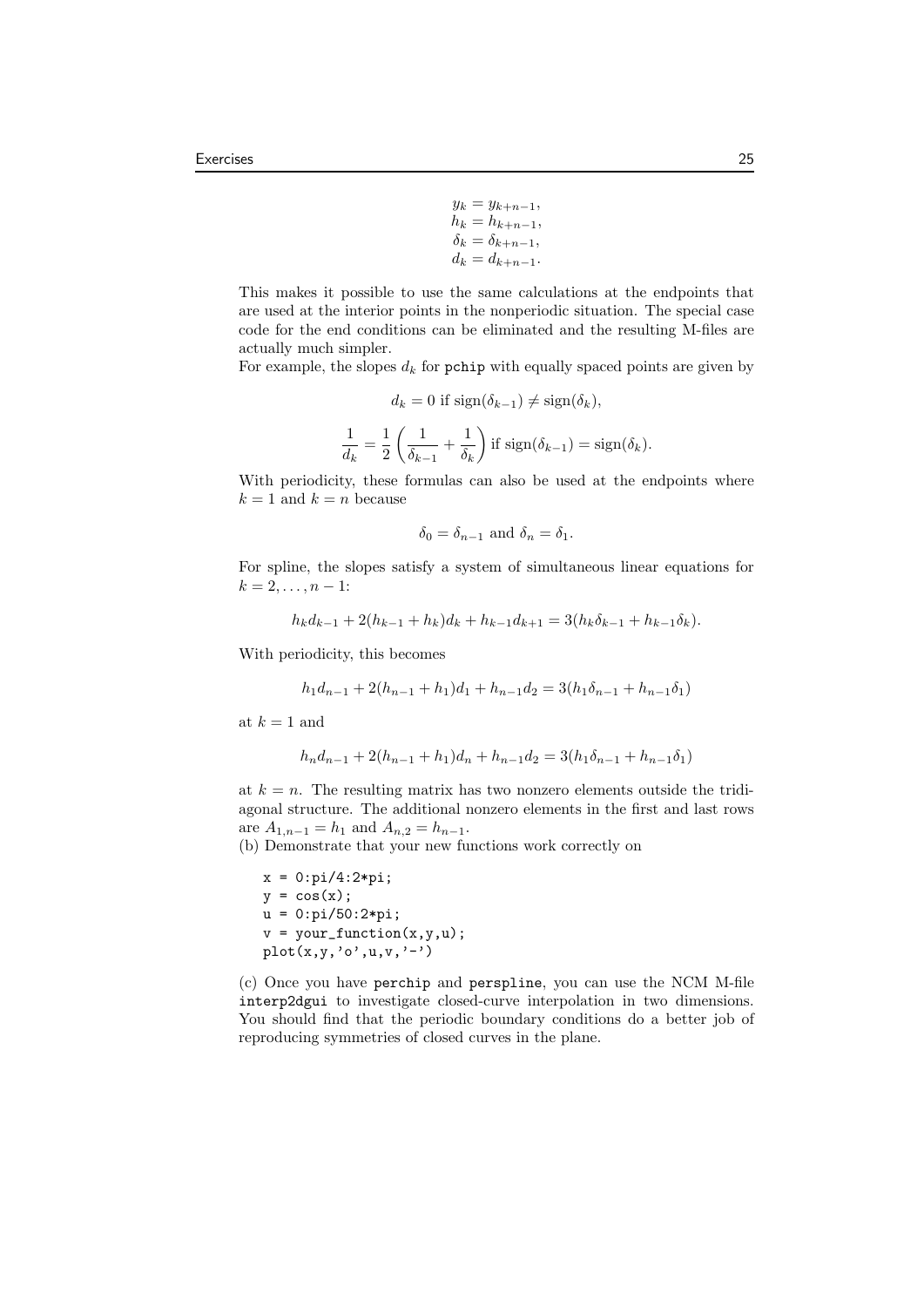$$
\begin{aligned}
y_k &= y_{k+n-1},\\
h_k &= h_{k+n-1},\\
\delta_k &= \delta_{k+n-1},\\
d_k &= d_{k+n-1}.
\end{aligned}
$$

This makes it possible to use the same calculations at the endpoints that are used at the interior points in the nonperiodic situation. The special case code for the end conditions can be eliminated and the resulting M-files are actually much simpler.

For example, the slopes $d_k$ for pchip with equally spaced points are given by

$$d_k = 0 \text{ if } \operatorname{sign}(\delta_{k-1}) \neq \operatorname{sign}(\delta_k),$$

$$\frac{1}{d_k} = \frac{1}{2}\left(\frac{1}{\delta_{k-1}} + \frac{1}{\delta_k}\right) \text{ if } \operatorname{sign}(\delta_{k-1}) = \operatorname{sign}(\delta_k).$$

With periodicity, these formulas can also be used at the endpoints where $k = 1$ and $k = n$ because

$$\delta_0 = \delta_{n-1} \text{ and } \delta_n = \delta_1.$$

For spline, the slopes satisfy a system of simultaneous linear equations for $k = 2, \ldots, n-1$:

$$h_k d_{k-1} + 2(h_{k-1} + h_k)d_k + h_{k-1}d_{k+1} = 3(h_k\delta_{k-1} + h_{k-1}\delta_k).$$

With periodicity, this becomes

$$h_1 d_{n-1} + 2(h_{n-1} + h_1)d_1 + h_{n-1}d_2 = 3(h_1\delta_{n-1} + h_{n-1}\delta_1)$$

at $k = 1$ and

$$h_n d_{n-1} + 2(h_{n-1} + h_1)d_n + h_{n-1}d_2 = 3(h_1\delta_{n-1} + h_{n-1}\delta_1)$$

at $k = n$. The resulting matrix has two nonzero elements outside the tridiagonal structure. The additional nonzero elements in the first and last rows are $A_{1,n-1} = h_1$ and $A_{n,2} = h_{n-1}$.

(b) Demonstrate that your new functions work correctly on

```
x = 0:pi/4:2*pi;
y = cos(x);
u = 0:pi/50:2*pi;
v = your_function(x,y,u);
plot(x,y,'o',u,v,'-')
```

(c) Once you have perchip and perspline, you can use the NCM M-file interp2dgui to investigate closed-curve interpolation in two dimensions. You should find that the periodic boundary conditions do a better job of reproducing symmetries of closed curves in the plane.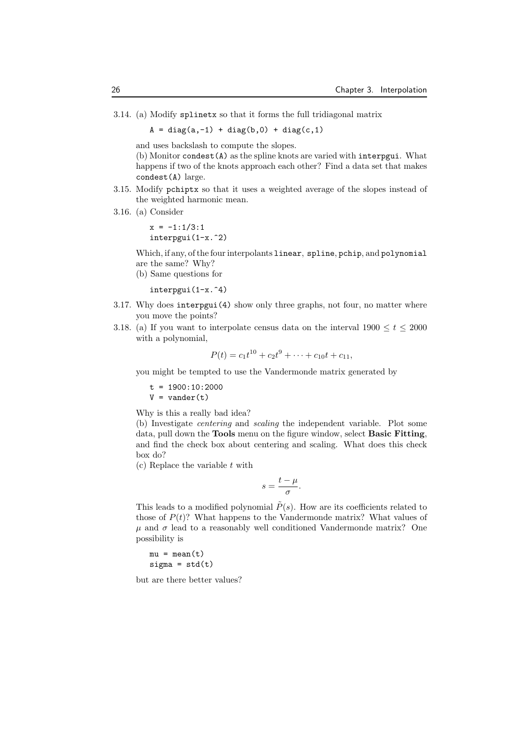3.14. (a) Modify `splinetx` so that it forms the full tridiagonal matrix

```
A = diag(a,-1) + diag(b,0) + diag(c,1)
```

and uses backslash to compute the slopes.
(b) Monitor `condest(A)` as the spline knots are varied with `interpgui`. What happens if two of the knots approach each other? Find a data set that makes `condest(A)` large.

3.15. Modify `pchiptx` so that it uses a weighted average of the slopes instead of the weighted harmonic mean.

3.16. (a) Consider

```
x = -1:1/3:1
interpgui(1-x.^2)
```

Which, if any, of the four interpolants `linear`, `spline`, `pchip`, and `polynomial` are the same? Why?
(b) Same questions for

```
interpgui(1-x.^4)
```

3.17. Why does `interpgui(4)` show only three graphs, not four, no matter where you move the points?

3.18. (a) If you want to interpolate census data on the interval $1900 \le t \le 2000$ with a polynomial,

$$P(t) = c_1 t^{10} + c_2 t^9 + \cdots + c_{10} t + c_{11},$$

you might be tempted to use the Vandermonde matrix generated by

```
t = 1900:10:2000
V = vander(t)
```

Why is this a really bad idea?
(b) Investigate *centering* and *scaling* the independent variable. Plot some data, pull down the **Tools** menu on the figure window, select **Basic Fitting**, and find the check box about centering and scaling. What does this check box do?
(c) Replace the variable $t$ with

$$s = \frac{t - \mu}{\sigma}.$$

This leads to a modified polynomial $\tilde{P}(s)$. How are its coefficients related to those of $P(t)$? What happens to the Vandermonde matrix? What values of $\mu$ and $\sigma$ lead to a reasonably well conditioned Vandermonde matrix? One possibility is

```
mu = mean(t)
sigma = std(t)
```

but are there better values?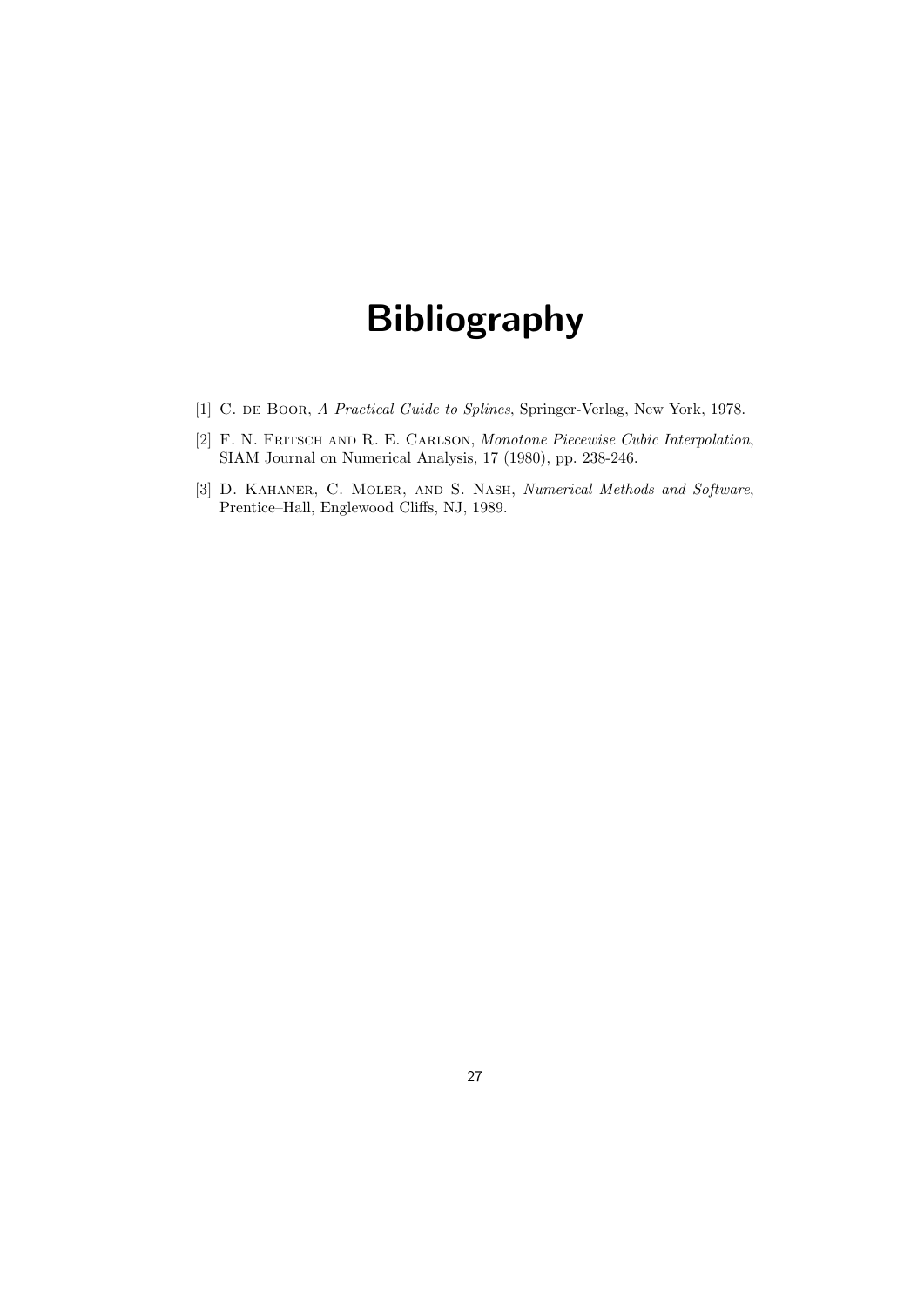# Bibliography

[1] C. de Boor, *A Practical Guide to Splines*, Springer-Verlag, New York, 1978.

[2] F. N. Fritsch and R. E. Carlson, *Monotone Piecewise Cubic Interpolation*, SIAM Journal on Numerical Analysis, 17 (1980), pp. 238-246.

[3] D. Kahaner, C. Moler, and S. Nash, *Numerical Methods and Software*, Prentice–Hall, Englewood Cliffs, NJ, 1989.